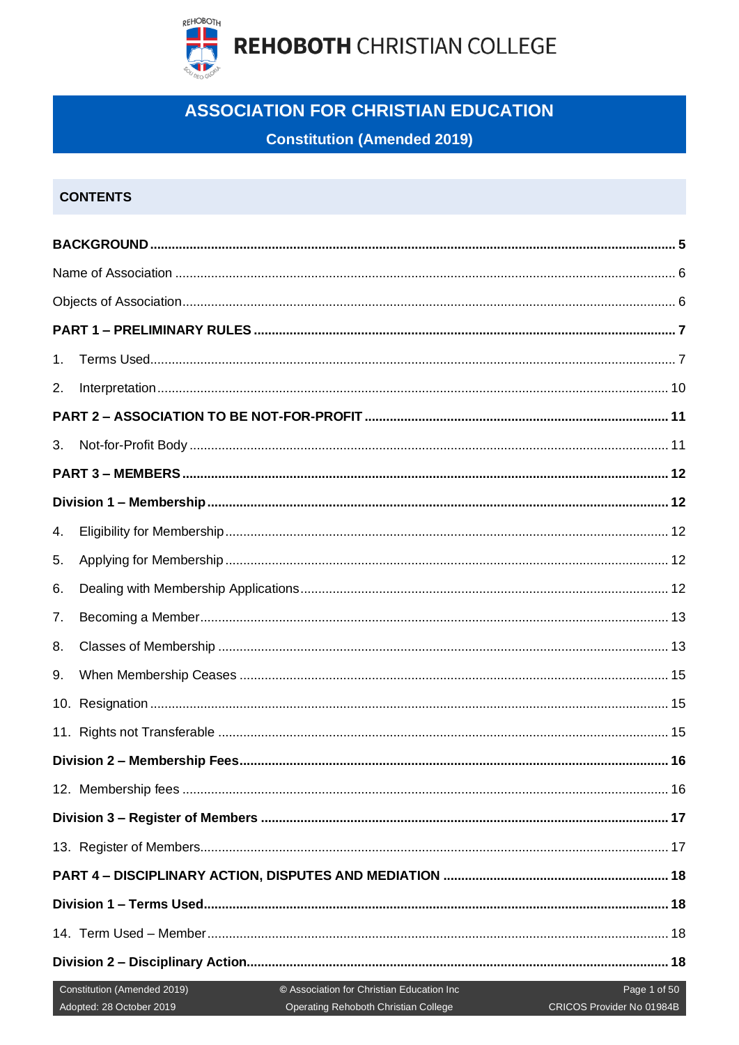REHOBOTH CHRISTIAN COLLEGE

# ASSOCIATION FOR CHRISTIAN EDUCATION

## Constitution (Amended 2019)

## CONTENTS

| | |
|---|---|
| **BACKGROUND** | **5** |
| Name of Association | 6 |
| Objects of Association | 6 |
| **PART 1 – PRELIMINARY RULES** | **7** |
| 1. Terms Used | 7 |
| 2. Interpretation | 10 |
| **PART 2 – ASSOCIATION TO BE NOT-FOR-PROFIT** | **11** |
| 3. Not-for-Profit Body | 11 |
| **PART 3 – MEMBERS** | **12** |
| **Division 1 – Membership** | **12** |
| 4. Eligibility for Membership | 12 |
| 5. Applying for Membership | 12 |
| 6. Dealing with Membership Applications | 12 |
| 7. Becoming a Member | 13 |
| 8. Classes of Membership | 13 |
| 9. When Membership Ceases | 15 |
| 10. Resignation | 15 |
| 11. Rights not Transferable | 15 |
| **Division 2 – Membership Fees** | **16** |
| 12. Membership fees | 16 |
| **Division 3 – Register of Members** | **17** |
| 13. Register of Members | 17 |
| **PART 4 – DISCIPLINARY ACTION, DISPUTES AND MEDIATION** | **18** |
| **Division 1 – Terms Used** | **18** |
| 14. Term Used – Member | 18 |
| **Division 2 – Disciplinary Action** | **18** |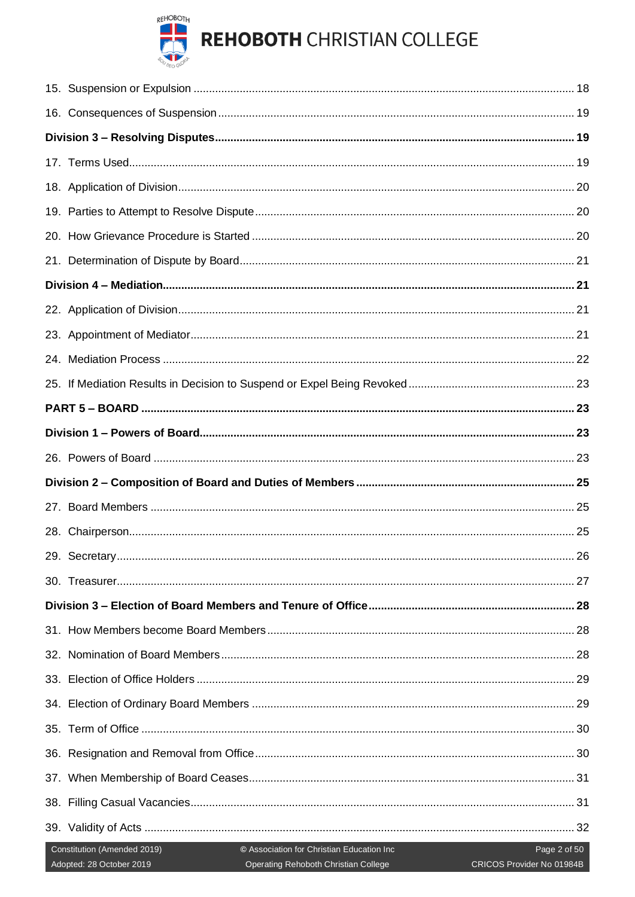15. Suspension or Expulsion ..... 18

16. Consequences of Suspension ..... 19

**Division 3 – Resolving Disputes ..... 19**

17. Terms Used ..... 19

18. Application of Division ..... 20

19. Parties to Attempt to Resolve Dispute ..... 20

20. How Grievance Procedure is Started ..... 20

21. Determination of Dispute by Board ..... 21

**Division 4 – Mediation ..... 21**

22. Application of Division ..... 21

23. Appointment of Mediator ..... 21

24. Mediation Process ..... 22

25. If Mediation Results in Decision to Suspend or Expel Being Revoked ..... 23

**PART 5 – BOARD ..... 23**

**Division 1 – Powers of Board ..... 23**

26. Powers of Board ..... 23

**Division 2 – Composition of Board and Duties of Members ..... 25**

27. Board Members ..... 25

28. Chairperson ..... 25

29. Secretary ..... 26

30. Treasurer ..... 27

**Division 3 – Election of Board Members and Tenure of Office ..... 28**

31. How Members become Board Members ..... 28

32. Nomination of Board Members ..... 28

33. Election of Office Holders ..... 29

34. Election of Ordinary Board Members ..... 29

35. Term of Office ..... 30

36. Resignation and Removal from Office ..... 30

37. When Membership of Board Ceases ..... 31

38. Filling Casual Vacancies ..... 31

39. Validity of Acts ..... 32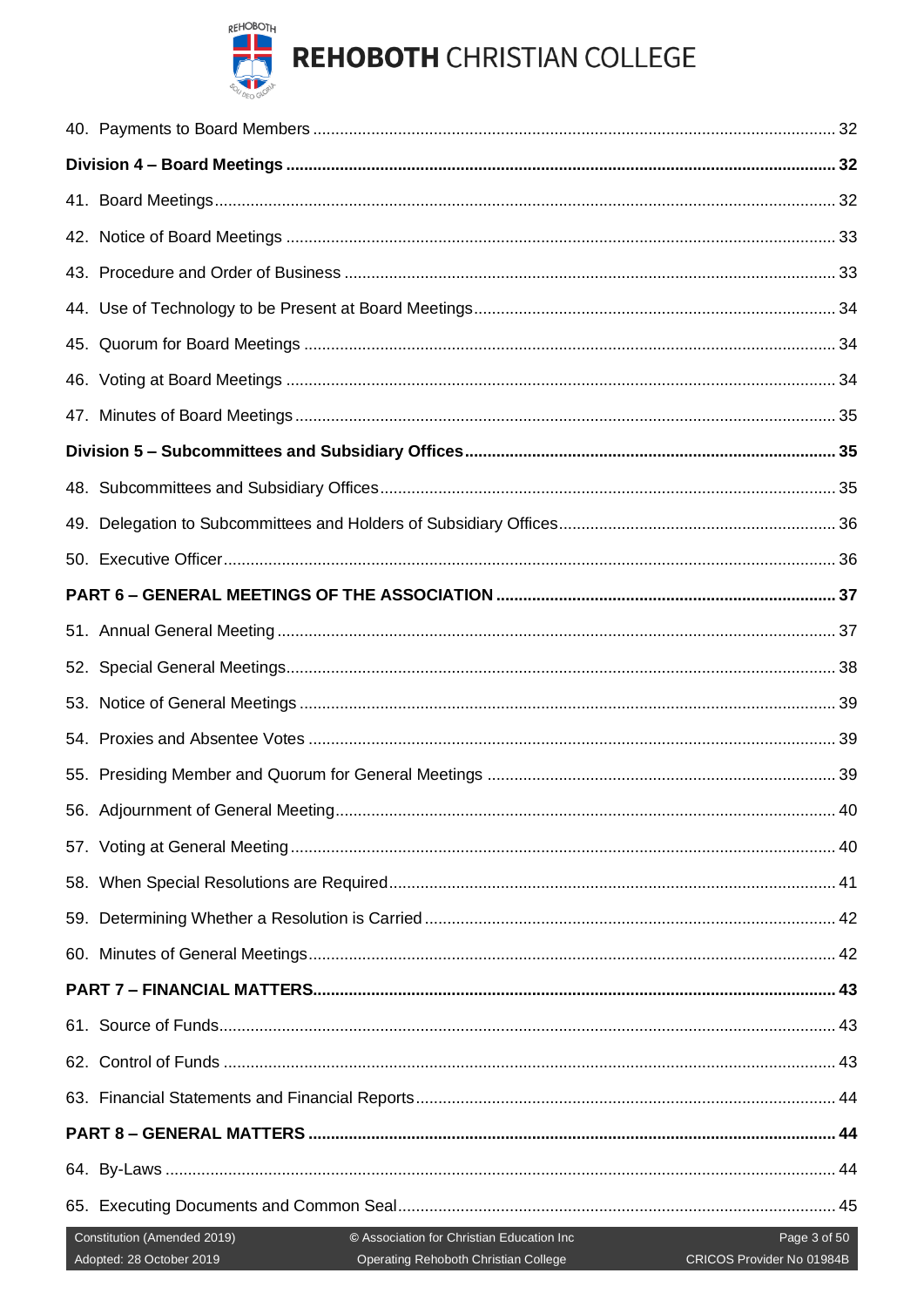40. Payments to Board Members ........................................................................................................ 32

**Division 4 – Board Meetings ........................................................................................................ 32**

41. Board Meetings ........................................................................................................ 32

42. Notice of Board Meetings ........................................................................................................ 33

43. Procedure and Order of Business ........................................................................................................ 33

44. Use of Technology to be Present at Board Meetings ........................................................................................................ 34

45. Quorum for Board Meetings ........................................................................................................ 34

46. Voting at Board Meetings ........................................................................................................ 34

47. Minutes of Board Meetings ........................................................................................................ 35

**Division 5 – Subcommittees and Subsidiary Offices ........................................................................................................ 35**

48. Subcommittees and Subsidiary Offices ........................................................................................................ 35

49. Delegation to Subcommittees and Holders of Subsidiary Offices ........................................................................................................ 36

50. Executive Officer ........................................................................................................ 36

**PART 6 – GENERAL MEETINGS OF THE ASSOCIATION ........................................................................................................ 37**

51. Annual General Meeting ........................................................................................................ 37

52. Special General Meetings ........................................................................................................ 38

53. Notice of General Meetings ........................................................................................................ 39

54. Proxies and Absentee Votes ........................................................................................................ 39

55. Presiding Member and Quorum for General Meetings ........................................................................................................ 39

56. Adjournment of General Meeting ........................................................................................................ 40

57. Voting at General Meeting ........................................................................................................ 40

58. When Special Resolutions are Required ........................................................................................................ 41

59. Determining Whether a Resolution is Carried ........................................................................................................ 42

60. Minutes of General Meetings ........................................................................................................ 42

**PART 7 – FINANCIAL MATTERS ........................................................................................................ 43**

61. Source of Funds ........................................................................................................ 43

62. Control of Funds ........................................................................................................ 43

63. Financial Statements and Financial Reports ........................................................................................................ 44

**PART 8 – GENERAL MATTERS ........................................................................................................ 44**

64. By-Laws ........................................................................................................ 44

65. Executing Documents and Common Seal ........................................................................................................ 45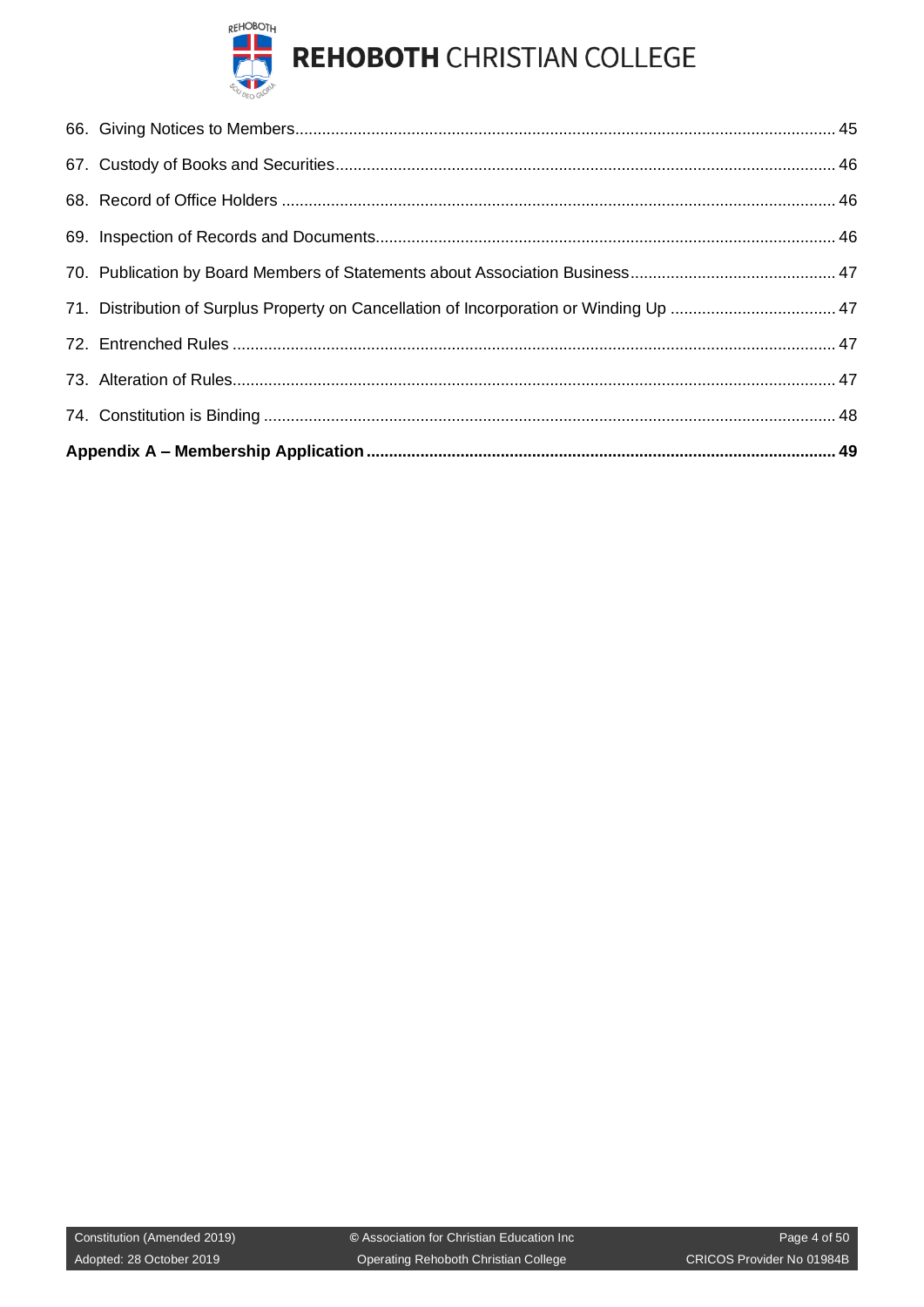66. Giving Notices to Members........................................................................................................................ 45

67. Custody of Books and Securities................................................................................................................ 46

68. Record of Office Holders ........................................................................................................................... 46

69. Inspection of Records and Documents....................................................................................................... 46

70. Publication by Board Members of Statements about Association Business.............................................. 47

71. Distribution of Surplus Property on Cancellation of Incorporation or Winding Up ..................................... 47

72. Entrenched Rules ...................................................................................................................................... 47

73. Alteration of Rules...................................................................................................................................... 47

74. Constitution is Binding ............................................................................................................................... 48

**Appendix A – Membership Application ........................................................................................................ 49**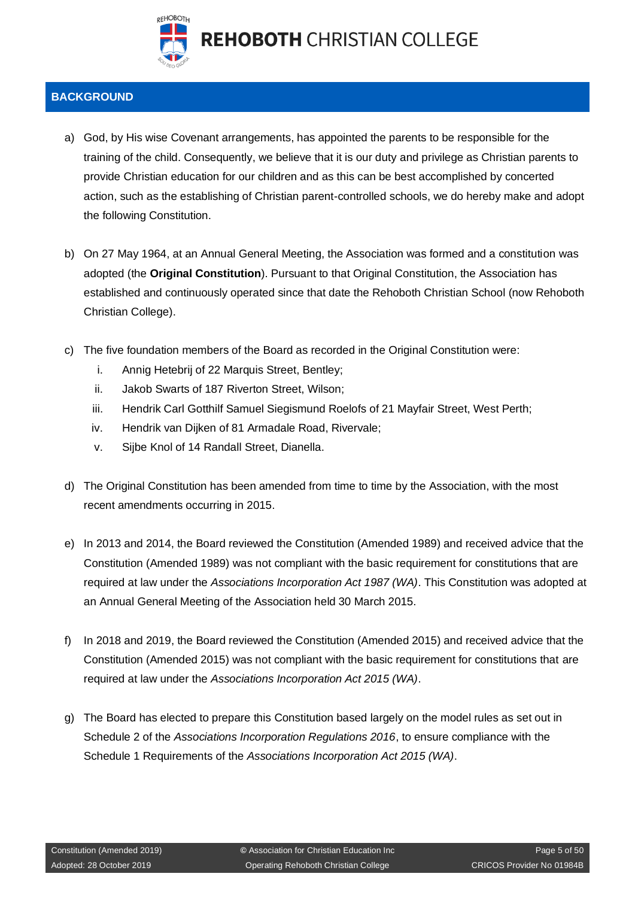## BACKGROUND

a) God, by His wise Covenant arrangements, has appointed the parents to be responsible for the training of the child. Consequently, we believe that it is our duty and privilege as Christian parents to provide Christian education for our children and as this can be best accomplished by concerted action, such as the establishing of Christian parent-controlled schools, we do hereby make and adopt the following Constitution.

b) On 27 May 1964, at an Annual General Meeting, the Association was formed and a constitution was adopted (the **Original Constitution**). Pursuant to that Original Constitution, the Association has established and continuously operated since that date the Rehoboth Christian School (now Rehoboth Christian College).

c) The five foundation members of the Board as recorded in the Original Constitution were:

   i. Annig Hetebrij of 22 Marquis Street, Bentley;
   ii. Jakob Swarts of 187 Riverton Street, Wilson;
   iii. Hendrik Carl Gotthilf Samuel Siegismund Roelofs of 21 Mayfair Street, West Perth;
   iv. Hendrik van Dijken of 81 Armadale Road, Rivervale;
   v. Sijbe Knol of 14 Randall Street, Dianella.

d) The Original Constitution has been amended from time to time by the Association, with the most recent amendments occurring in 2015.

e) In 2013 and 2014, the Board reviewed the Constitution (Amended 1989) and received advice that the Constitution (Amended 1989) was not compliant with the basic requirement for constitutions that are required at law under the *Associations Incorporation Act 1987 (WA)*. This Constitution was adopted at an Annual General Meeting of the Association held 30 March 2015.

f) In 2018 and 2019, the Board reviewed the Constitution (Amended 2015) and received advice that the Constitution (Amended 2015) was not compliant with the basic requirement for constitutions that are required at law under the *Associations Incorporation Act 2015 (WA)*.

g) The Board has elected to prepare this Constitution based largely on the model rules as set out in Schedule 2 of the *Associations Incorporation Regulations 2016*, to ensure compliance with the Schedule 1 Requirements of the *Associations Incorporation Act 2015 (WA)*.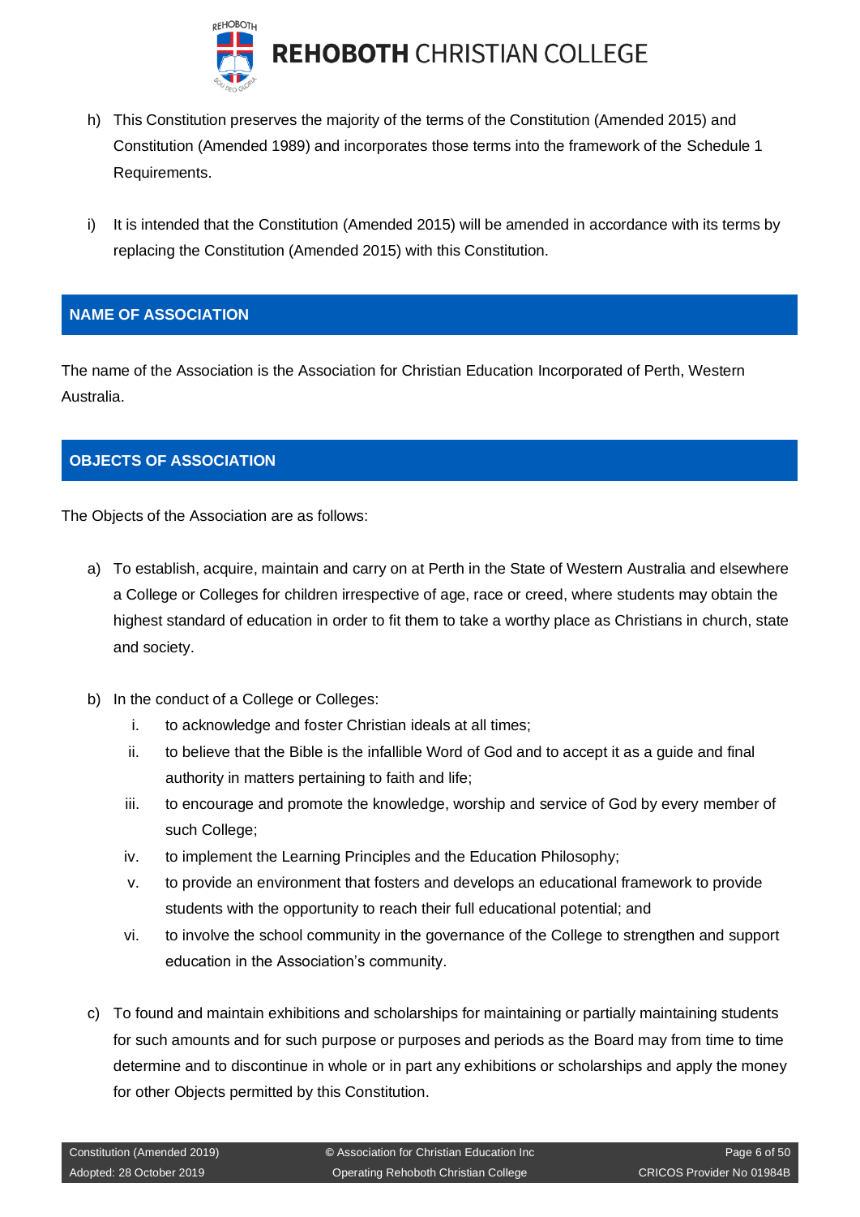h) This Constitution preserves the majority of the terms of the Constitution (Amended 2015) and Constitution (Amended 1989) and incorporates those terms into the framework of the Schedule 1 Requirements.

i) It is intended that the Constitution (Amended 2015) will be amended in accordance with its terms by replacing the Constitution (Amended 2015) with this Constitution.

## NAME OF ASSOCIATION

The name of the Association is the Association for Christian Education Incorporated of Perth, Western Australia.

## OBJECTS OF ASSOCIATION

The Objects of the Association are as follows:

a) To establish, acquire, maintain and carry on at Perth in the State of Western Australia and elsewhere a College or Colleges for children irrespective of age, race or creed, where students may obtain the highest standard of education in order to fit them to take a worthy place as Christians in church, state and society.

b) In the conduct of a College or Colleges:
   i. to acknowledge and foster Christian ideals at all times;
   ii. to believe that the Bible is the infallible Word of God and to accept it as a guide and final authority in matters pertaining to faith and life;
   iii. to encourage and promote the knowledge, worship and service of God by every member of such College;
   iv. to implement the Learning Principles and the Education Philosophy;
   v. to provide an environment that fosters and develops an educational framework to provide students with the opportunity to reach their full educational potential; and
   vi. to involve the school community in the governance of the College to strengthen and support education in the Association's community.

c) To found and maintain exhibitions and scholarships for maintaining or partially maintaining students for such amounts and for such purpose or purposes and periods as the Board may from time to time determine and to discontinue in whole or in part any exhibitions or scholarships and apply the money for other Objects permitted by this Constitution.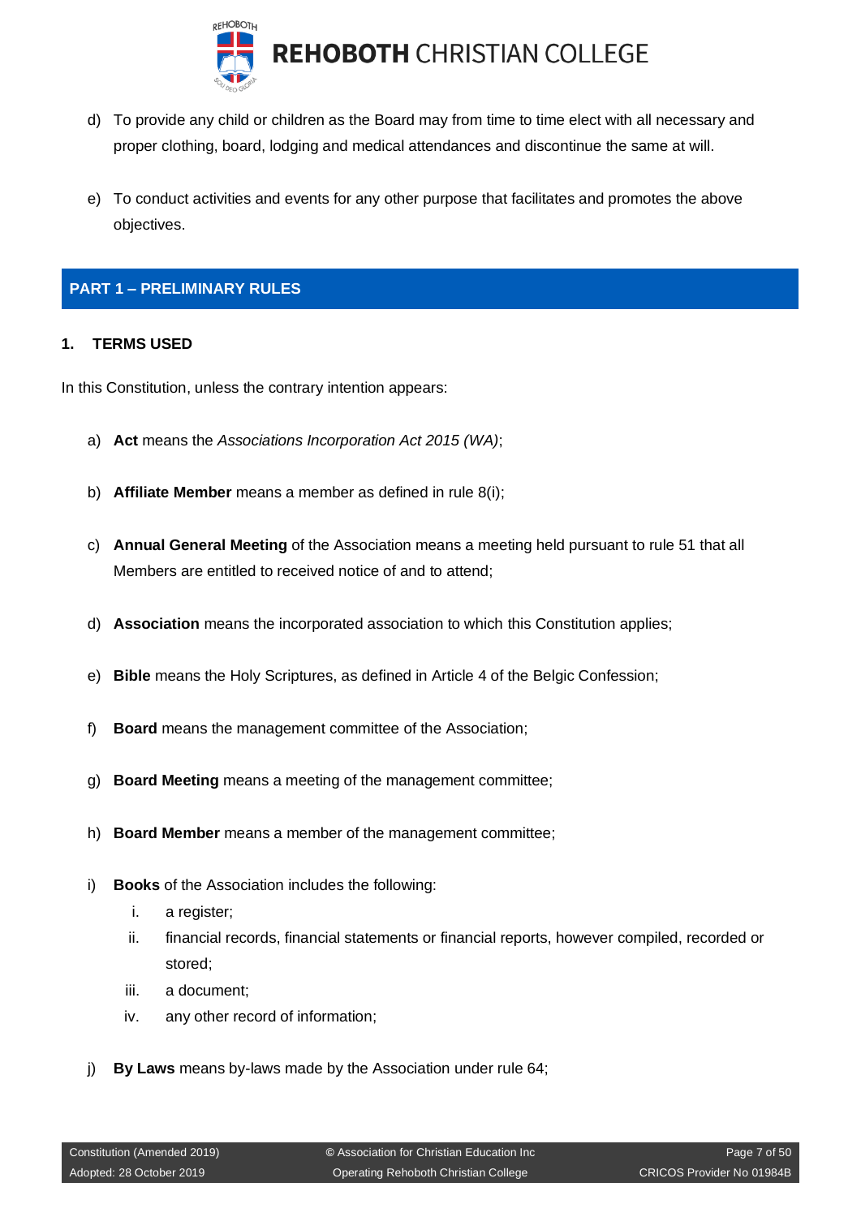d) To provide any child or children as the Board may from time to time elect with all necessary and proper clothing, board, lodging and medical attendances and discontinue the same at will.

e) To conduct activities and events for any other purpose that facilitates and promotes the above objectives.

## PART 1 – PRELIMINARY RULES

### 1. TERMS USED

In this Constitution, unless the contrary intention appears:

a) **Act** means the *Associations Incorporation Act 2015 (WA)*;

b) **Affiliate Member** means a member as defined in rule 8(i);

c) **Annual General Meeting** of the Association means a meeting held pursuant to rule 51 that all Members are entitled to received notice of and to attend;

d) **Association** means the incorporated association to which this Constitution applies;

e) **Bible** means the Holy Scriptures, as defined in Article 4 of the Belgic Confession;

f) **Board** means the management committee of the Association;

g) **Board Meeting** means a meeting of the management committee;

h) **Board Member** means a member of the management committee;

i) **Books** of the Association includes the following:
   - i. a register;
   - ii. financial records, financial statements or financial reports, however compiled, recorded or stored;
   - iii. a document;
   - iv. any other record of information;

j) **By Laws** means by-laws made by the Association under rule 64;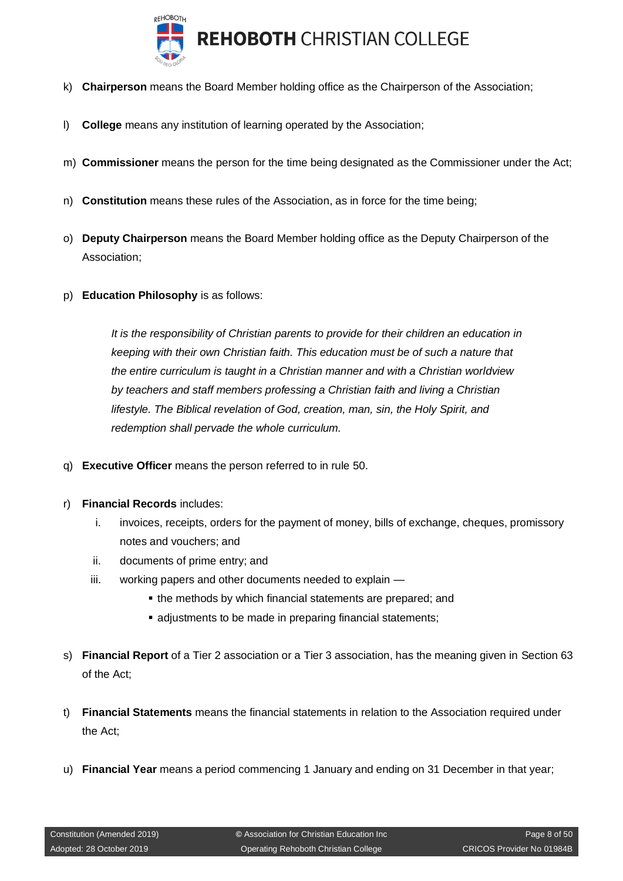k) **Chairperson** means the Board Member holding office as the Chairperson of the Association;

l) **College** means any institution of learning operated by the Association;

m) **Commissioner** means the person for the time being designated as the Commissioner under the Act;

n) **Constitution** means these rules of the Association, as in force for the time being;

o) **Deputy Chairperson** means the Board Member holding office as the Deputy Chairperson of the Association;

p) **Education Philosophy** is as follows:

> *It is the responsibility of Christian parents to provide for their children an education in keeping with their own Christian faith. This education must be of such a nature that the entire curriculum is taught in a Christian manner and with a Christian worldview by teachers and staff members professing a Christian faith and living a Christian lifestyle. The Biblical revelation of God, creation, man, sin, the Holy Spirit, and redemption shall pervade the whole curriculum.*

q) **Executive Officer** means the person referred to in rule 50.

r) **Financial Records** includes:

   i. invoices, receipts, orders for the payment of money, bills of exchange, cheques, promissory notes and vouchers; and
   ii. documents of prime entry; and
   iii. working papers and other documents needed to explain —
      - the methods by which financial statements are prepared; and
      - adjustments to be made in preparing financial statements;

s) **Financial Report** of a Tier 2 association or a Tier 3 association, has the meaning given in Section 63 of the Act;

t) **Financial Statements** means the financial statements in relation to the Association required under the Act;

u) **Financial Year** means a period commencing 1 January and ending on 31 December in that year;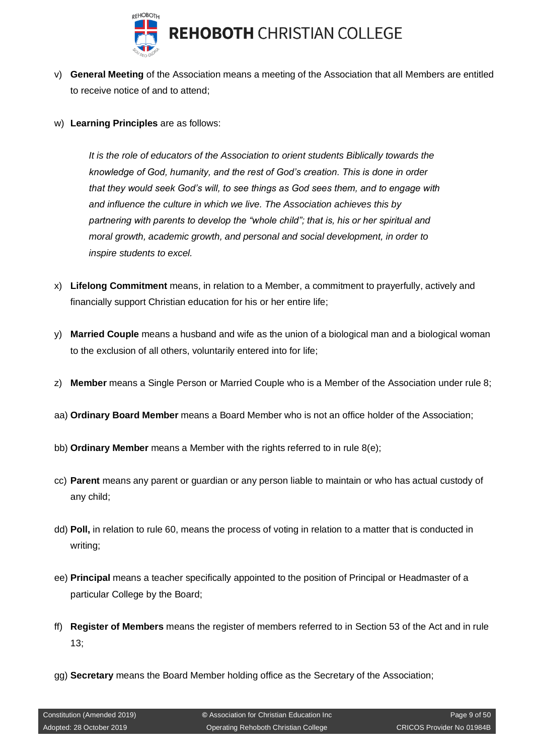v) **General Meeting** of the Association means a meeting of the Association that all Members are entitled to receive notice of and to attend;

w) **Learning Principles** are as follows:

> *It is the role of educators of the Association to orient students Biblically towards the knowledge of God, humanity, and the rest of God's creation. This is done in order that they would seek God's will, to see things as God sees them, and to engage with and influence the culture in which we live. The Association achieves this by partnering with parents to develop the "whole child"; that is, his or her spiritual and moral growth, academic growth, and personal and social development, in order to inspire students to excel.*

x) **Lifelong Commitment** means, in relation to a Member, a commitment to prayerfully, actively and financially support Christian education for his or her entire life;

y) **Married Couple** means a husband and wife as the union of a biological man and a biological woman to the exclusion of all others, voluntarily entered into for life;

z) **Member** means a Single Person or Married Couple who is a Member of the Association under rule 8;

aa) **Ordinary Board Member** means a Board Member who is not an office holder of the Association;

bb) **Ordinary Member** means a Member with the rights referred to in rule 8(e);

cc) **Parent** means any parent or guardian or any person liable to maintain or who has actual custody of any child;

dd) **Poll,** in relation to rule 60, means the process of voting in relation to a matter that is conducted in writing;

ee) **Principal** means a teacher specifically appointed to the position of Principal or Headmaster of a particular College by the Board;

ff) **Register of Members** means the register of members referred to in Section 53 of the Act and in rule 13;

gg) **Secretary** means the Board Member holding office as the Secretary of the Association;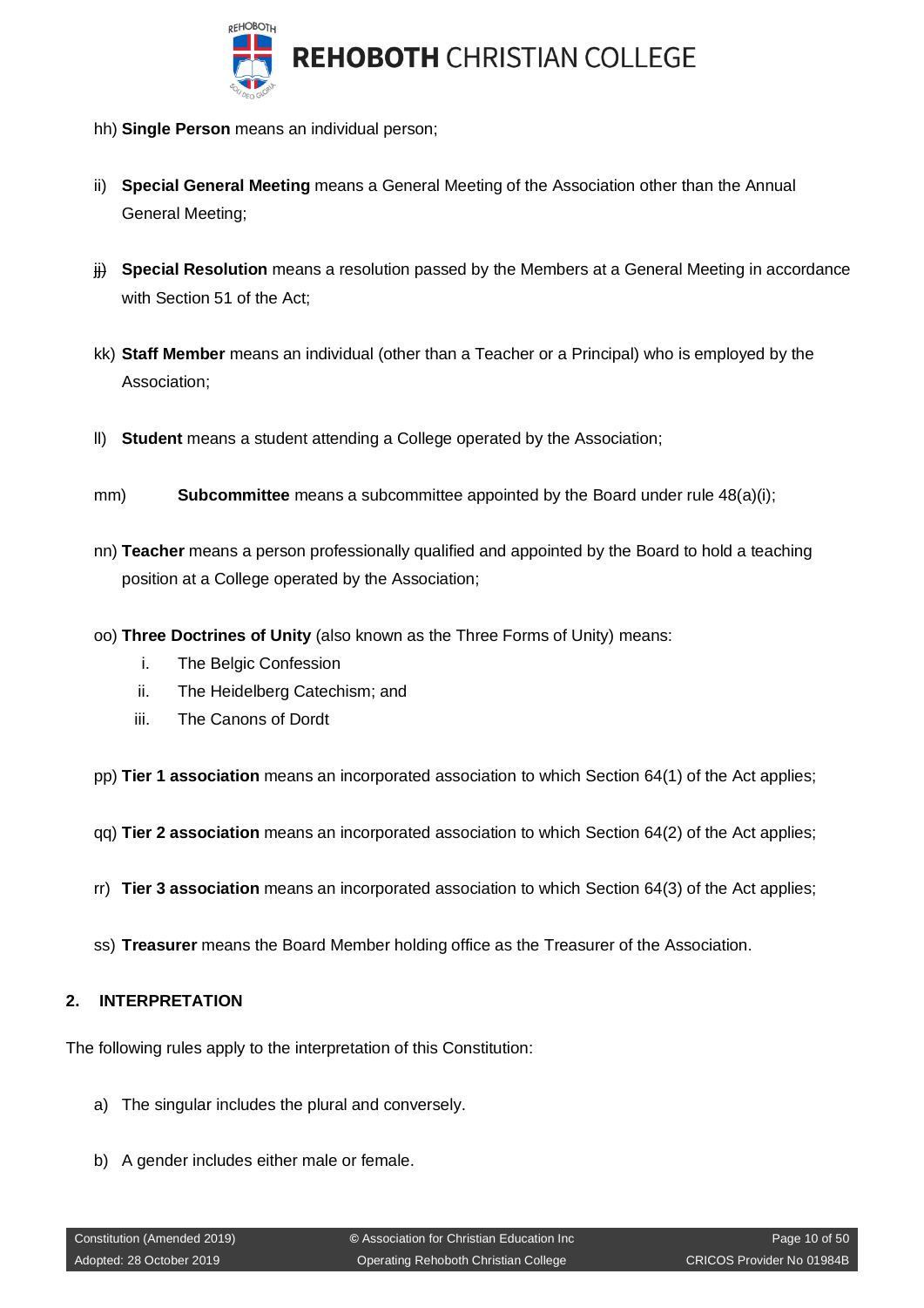hh) **Single Person** means an individual person;

ii) **Special General Meeting** means a General Meeting of the Association other than the Annual General Meeting;

jj) **Special Resolution** means a resolution passed by the Members at a General Meeting in accordance with Section 51 of the Act;

kk) **Staff Member** means an individual (other than a Teacher or a Principal) who is employed by the Association;

ll) **Student** means a student attending a College operated by the Association;

mm) **Subcommittee** means a subcommittee appointed by the Board under rule 48(a)(i);

nn) **Teacher** means a person professionally qualified and appointed by the Board to hold a teaching position at a College operated by the Association;

oo) **Three Doctrines of Unity** (also known as the Three Forms of Unity) means:

i. The Belgic Confession
ii. The Heidelberg Catechism; and
iii. The Canons of Dordt

pp) **Tier 1 association** means an incorporated association to which Section 64(1) of the Act applies;

qq) **Tier 2 association** means an incorporated association to which Section 64(2) of the Act applies;

rr) **Tier 3 association** means an incorporated association to which Section 64(3) of the Act applies;

ss) **Treasurer** means the Board Member holding office as the Treasurer of the Association.

## 2. INTERPRETATION

The following rules apply to the interpretation of this Constitution:

a) The singular includes the plural and conversely.

b) A gender includes either male or female.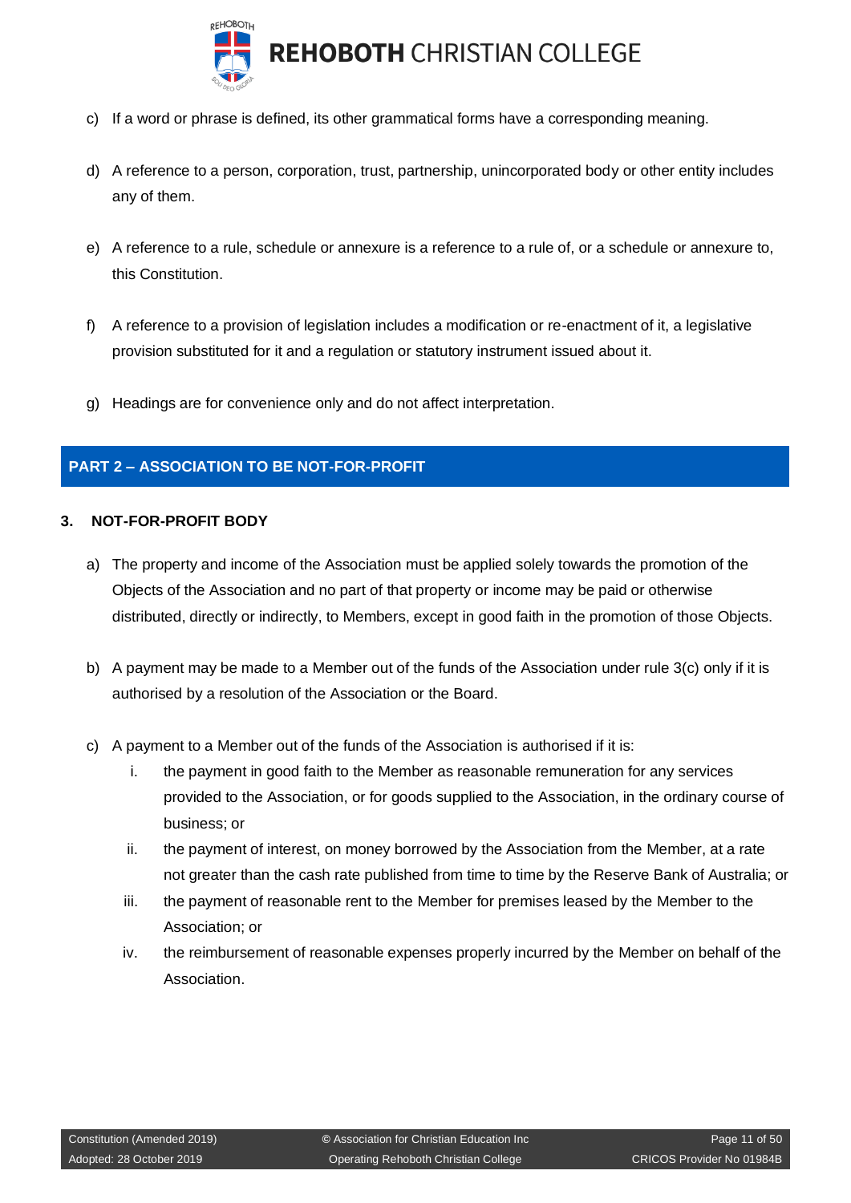c) If a word or phrase is defined, its other grammatical forms have a corresponding meaning.

d) A reference to a person, corporation, trust, partnership, unincorporated body or other entity includes any of them.

e) A reference to a rule, schedule or annexure is a reference to a rule of, or a schedule or annexure to, this Constitution.

f) A reference to a provision of legislation includes a modification or re-enactment of it, a legislative provision substituted for it and a regulation or statutory instrument issued about it.

g) Headings are for convenience only and do not affect interpretation.

## PART 2 – ASSOCIATION TO BE NOT-FOR-PROFIT

### 3. NOT-FOR-PROFIT BODY

a) The property and income of the Association must be applied solely towards the promotion of the Objects of the Association and no part of that property or income may be paid or otherwise distributed, directly or indirectly, to Members, except in good faith in the promotion of those Objects.

b) A payment may be made to a Member out of the funds of the Association under rule 3(c) only if it is authorised by a resolution of the Association or the Board.

c) A payment to a Member out of the funds of the Association is authorised if it is:

   i. the payment in good faith to the Member as reasonable remuneration for any services provided to the Association, or for goods supplied to the Association, in the ordinary course of business; or

   ii. the payment of interest, on money borrowed by the Association from the Member, at a rate not greater than the cash rate published from time to time by the Reserve Bank of Australia; or

   iii. the payment of reasonable rent to the Member for premises leased by the Member to the Association; or

   iv. the reimbursement of reasonable expenses properly incurred by the Member on behalf of the Association.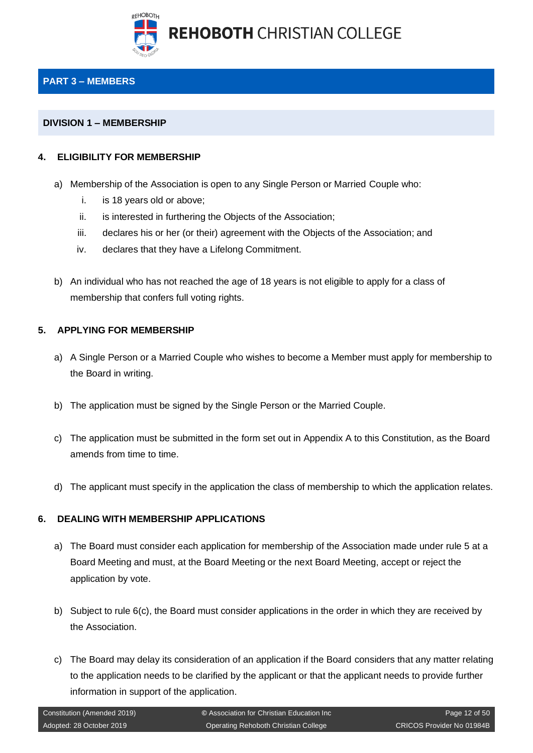## PART 3 – MEMBERS

### DIVISION 1 – MEMBERSHIP

#### 4. ELIGIBILITY FOR MEMBERSHIP

a) Membership of the Association is open to any Single Person or Married Couple who:

   i. is 18 years old or above;

   ii. is interested in furthering the Objects of the Association;

   iii. declares his or her (or their) agreement with the Objects of the Association; and

   iv. declares that they have a Lifelong Commitment.

b) An individual who has not reached the age of 18 years is not eligible to apply for a class of membership that confers full voting rights.

#### 5. APPLYING FOR MEMBERSHIP

a) A Single Person or a Married Couple who wishes to become a Member must apply for membership to the Board in writing.

b) The application must be signed by the Single Person or the Married Couple.

c) The application must be submitted in the form set out in Appendix A to this Constitution, as the Board amends from time to time.

d) The applicant must specify in the application the class of membership to which the application relates.

#### 6. DEALING WITH MEMBERSHIP APPLICATIONS

a) The Board must consider each application for membership of the Association made under rule 5 at a Board Meeting and must, at the Board Meeting or the next Board Meeting, accept or reject the application by vote.

b) Subject to rule 6(c), the Board must consider applications in the order in which they are received by the Association.

c) The Board may delay its consideration of an application if the Board considers that any matter relating to the application needs to be clarified by the applicant or that the applicant needs to provide further information in support of the application.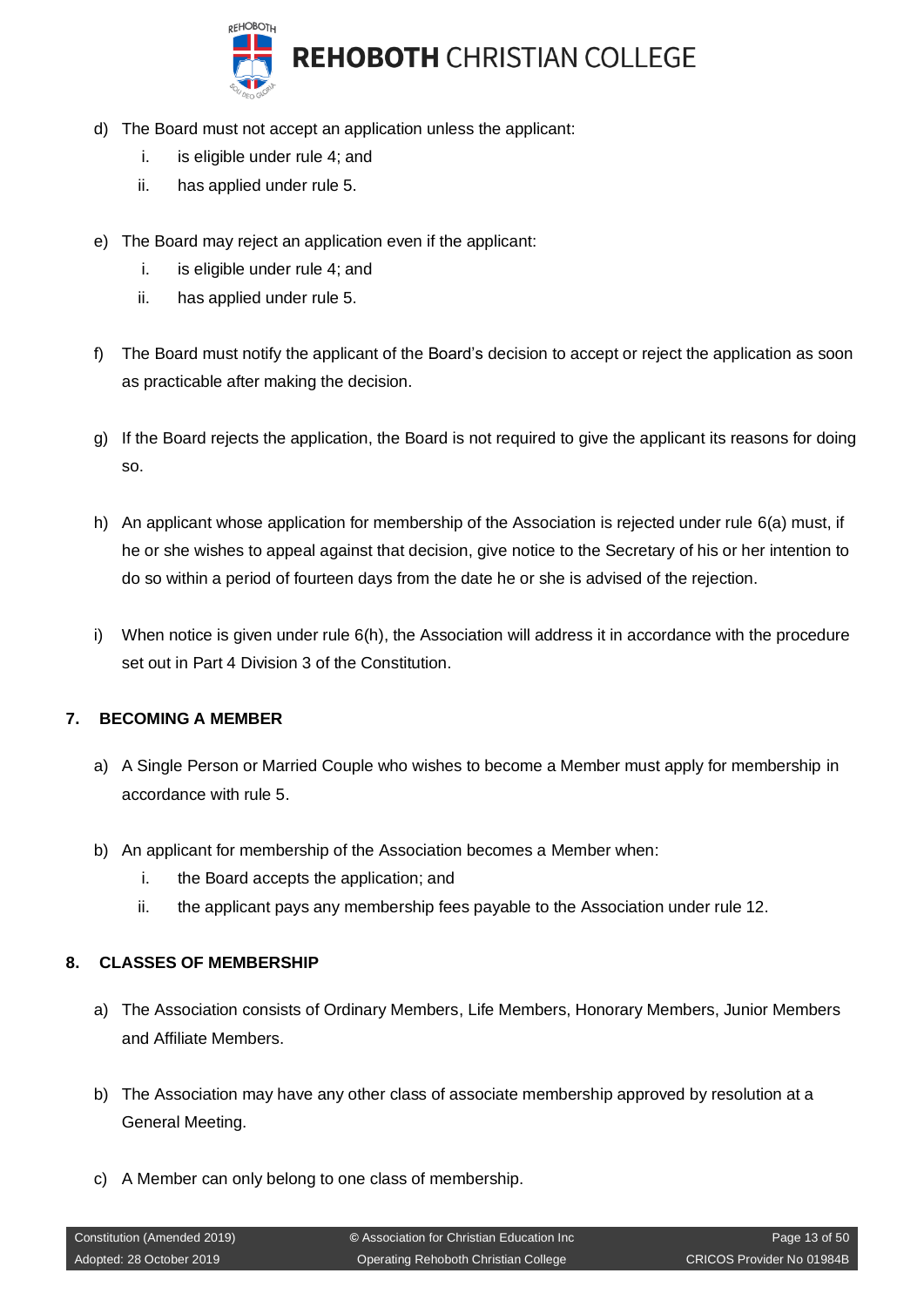d) The Board must not accept an application unless the applicant:
   i. is eligible under rule 4; and
   ii. has applied under rule 5.

e) The Board may reject an application even if the applicant:
   i. is eligible under rule 4; and
   ii. has applied under rule 5.

f) The Board must notify the applicant of the Board's decision to accept or reject the application as soon as practicable after making the decision.

g) If the Board rejects the application, the Board is not required to give the applicant its reasons for doing so.

h) An applicant whose application for membership of the Association is rejected under rule 6(a) must, if he or she wishes to appeal against that decision, give notice to the Secretary of his or her intention to do so within a period of fourteen days from the date he or she is advised of the rejection.

i) When notice is given under rule 6(h), the Association will address it in accordance with the procedure set out in Part 4 Division 3 of the Constitution.

## 7. BECOMING A MEMBER

a) A Single Person or Married Couple who wishes to become a Member must apply for membership in accordance with rule 5.

b) An applicant for membership of the Association becomes a Member when:
   i. the Board accepts the application; and
   ii. the applicant pays any membership fees payable to the Association under rule 12.

## 8. CLASSES OF MEMBERSHIP

a) The Association consists of Ordinary Members, Life Members, Honorary Members, Junior Members and Affiliate Members.

b) The Association may have any other class of associate membership approved by resolution at a General Meeting.

c) A Member can only belong to one class of membership.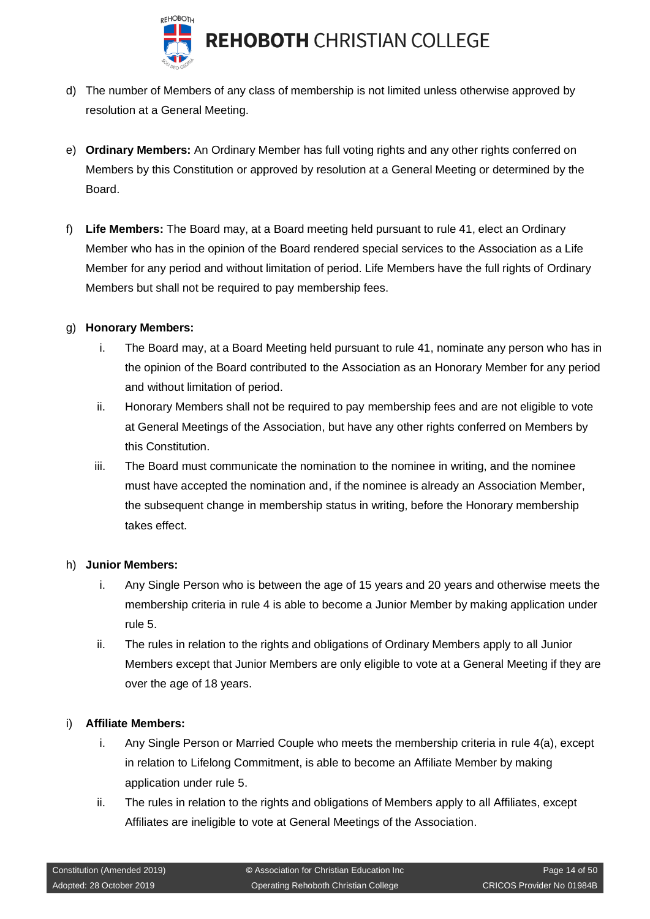d) The number of Members of any class of membership is not limited unless otherwise approved by resolution at a General Meeting.

e) **Ordinary Members:** An Ordinary Member has full voting rights and any other rights conferred on Members by this Constitution or approved by resolution at a General Meeting or determined by the Board.

f) **Life Members:** The Board may, at a Board meeting held pursuant to rule 41, elect an Ordinary Member who has in the opinion of the Board rendered special services to the Association as a Life Member for any period and without limitation of period. Life Members have the full rights of Ordinary Members but shall not be required to pay membership fees.

g) **Honorary Members:**

   i. The Board may, at a Board Meeting held pursuant to rule 41, nominate any person who has in the opinion of the Board contributed to the Association as an Honorary Member for any period and without limitation of period.

   ii. Honorary Members shall not be required to pay membership fees and are not eligible to vote at General Meetings of the Association, but have any other rights conferred on Members by this Constitution.

   iii. The Board must communicate the nomination to the nominee in writing, and the nominee must have accepted the nomination and, if the nominee is already an Association Member, the subsequent change in membership status in writing, before the Honorary membership takes effect.

h) **Junior Members:**

   i. Any Single Person who is between the age of 15 years and 20 years and otherwise meets the membership criteria in rule 4 is able to become a Junior Member by making application under rule 5.

   ii. The rules in relation to the rights and obligations of Ordinary Members apply to all Junior Members except that Junior Members are only eligible to vote at a General Meeting if they are over the age of 18 years.

i) **Affiliate Members:**

   i. Any Single Person or Married Couple who meets the membership criteria in rule 4(a), except in relation to Lifelong Commitment, is able to become an Affiliate Member by making application under rule 5.

   ii. The rules in relation to the rights and obligations of Members apply to all Affiliates, except Affiliates are ineligible to vote at General Meetings of the Association.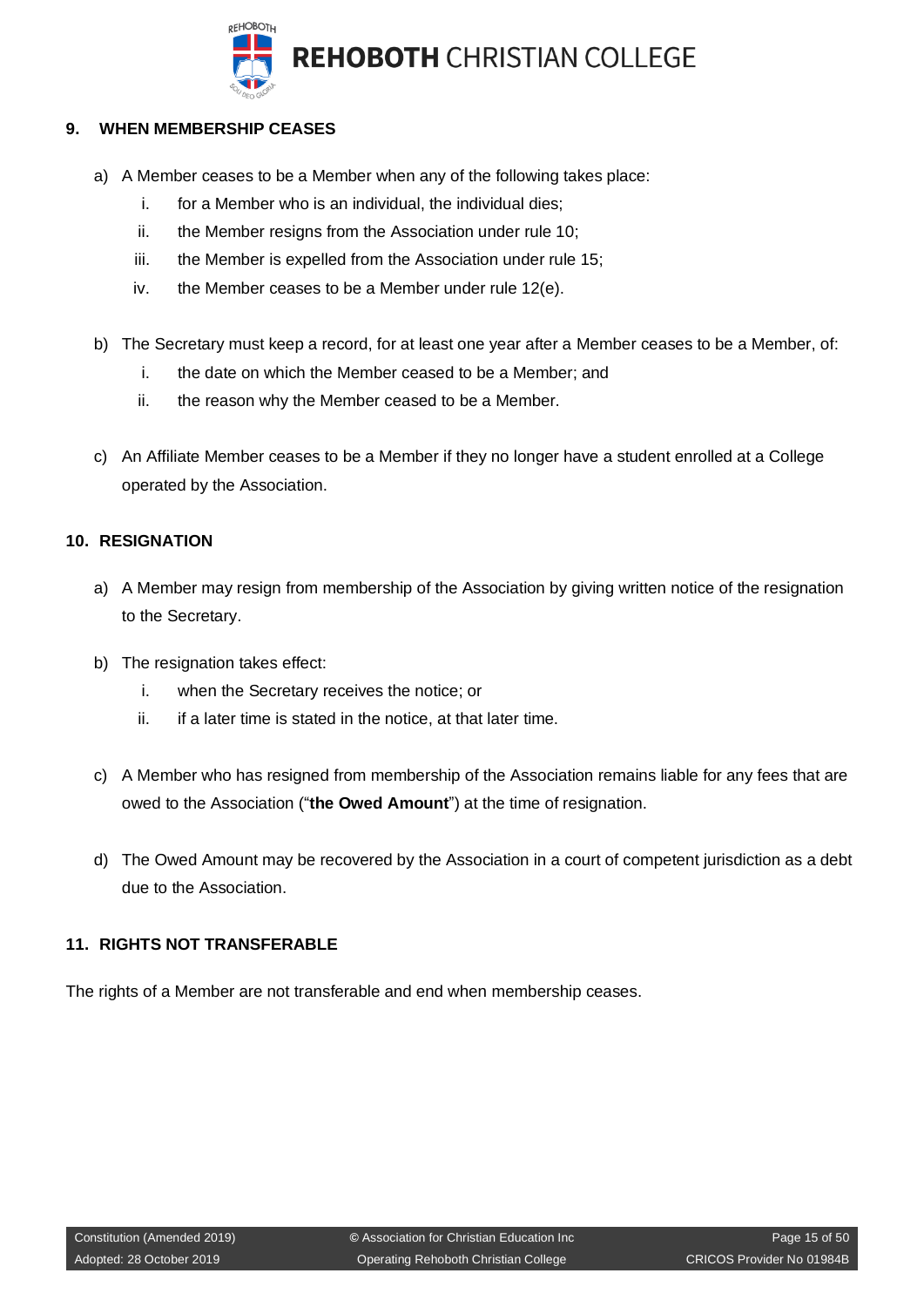## 9. WHEN MEMBERSHIP CEASES

a) A Member ceases to be a Member when any of the following takes place:

   i. for a Member who is an individual, the individual dies;

   ii. the Member resigns from the Association under rule 10;

   iii. the Member is expelled from the Association under rule 15;

   iv. the Member ceases to be a Member under rule 12(e).

b) The Secretary must keep a record, for at least one year after a Member ceases to be a Member, of:

   i. the date on which the Member ceased to be a Member; and

   ii. the reason why the Member ceased to be a Member.

c) An Affiliate Member ceases to be a Member if they no longer have a student enrolled at a College operated by the Association.

## 10. RESIGNATION

a) A Member may resign from membership of the Association by giving written notice of the resignation to the Secretary.

b) The resignation takes effect:

   i. when the Secretary receives the notice; or

   ii. if a later time is stated in the notice, at that later time.

c) A Member who has resigned from membership of the Association remains liable for any fees that are owed to the Association ("**the Owed Amount**") at the time of resignation.

d) The Owed Amount may be recovered by the Association in a court of competent jurisdiction as a debt due to the Association.

## 11. RIGHTS NOT TRANSFERABLE

The rights of a Member are not transferable and end when membership ceases.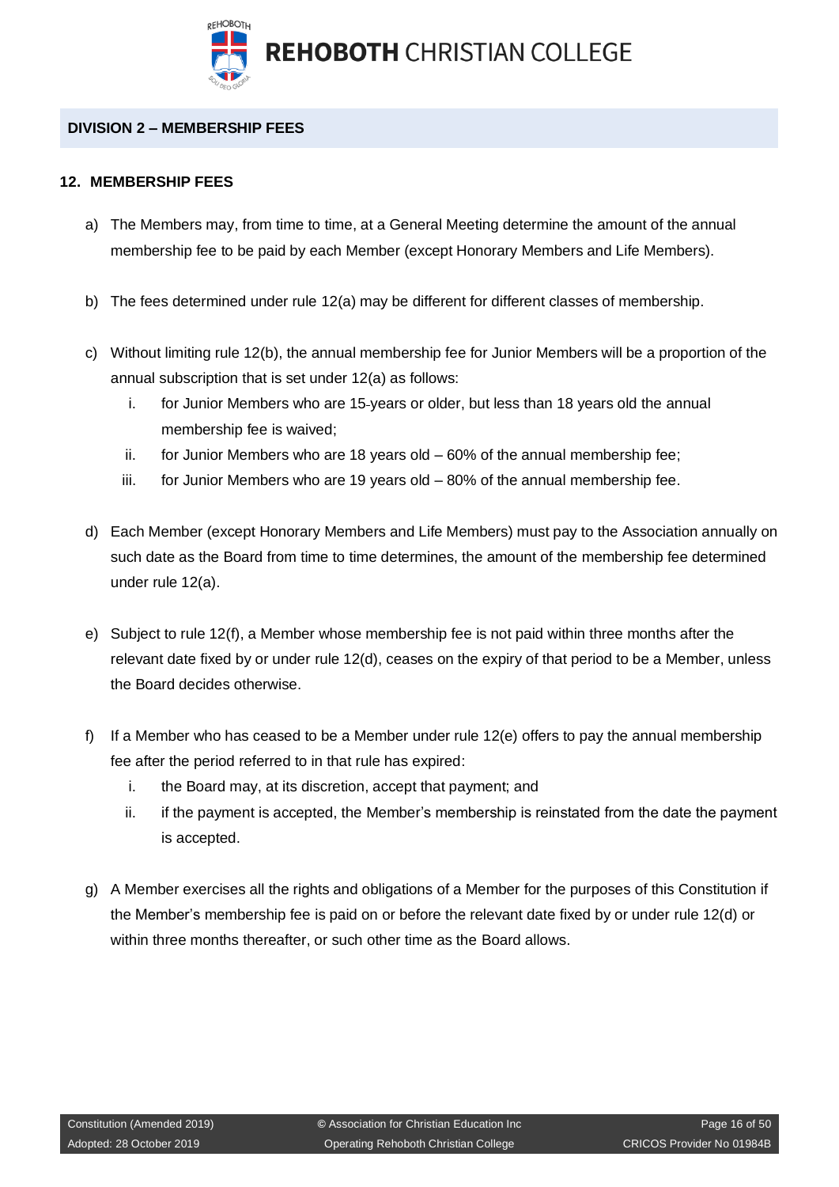## DIVISION 2 – MEMBERSHIP FEES

### 12. MEMBERSHIP FEES

a) The Members may, from time to time, at a General Meeting determine the amount of the annual membership fee to be paid by each Member (except Honorary Members and Life Members).

b) The fees determined under rule 12(a) may be different for different classes of membership.

c) Without limiting rule 12(b), the annual membership fee for Junior Members will be a proportion of the annual subscription that is set under 12(a) as follows:

   i. for Junior Members who are 15-years or older, but less than 18 years old the annual membership fee is waived;

   ii. for Junior Members who are 18 years old – 60% of the annual membership fee;

   iii. for Junior Members who are 19 years old – 80% of the annual membership fee.

d) Each Member (except Honorary Members and Life Members) must pay to the Association annually on such date as the Board from time to time determines, the amount of the membership fee determined under rule 12(a).

e) Subject to rule 12(f), a Member whose membership fee is not paid within three months after the relevant date fixed by or under rule 12(d), ceases on the expiry of that period to be a Member, unless the Board decides otherwise.

f) If a Member who has ceased to be a Member under rule 12(e) offers to pay the annual membership fee after the period referred to in that rule has expired:

   i. the Board may, at its discretion, accept that payment; and

   ii. if the payment is accepted, the Member's membership is reinstated from the date the payment is accepted.

g) A Member exercises all the rights and obligations of a Member for the purposes of this Constitution if the Member's membership fee is paid on or before the relevant date fixed by or under rule 12(d) or within three months thereafter, or such other time as the Board allows.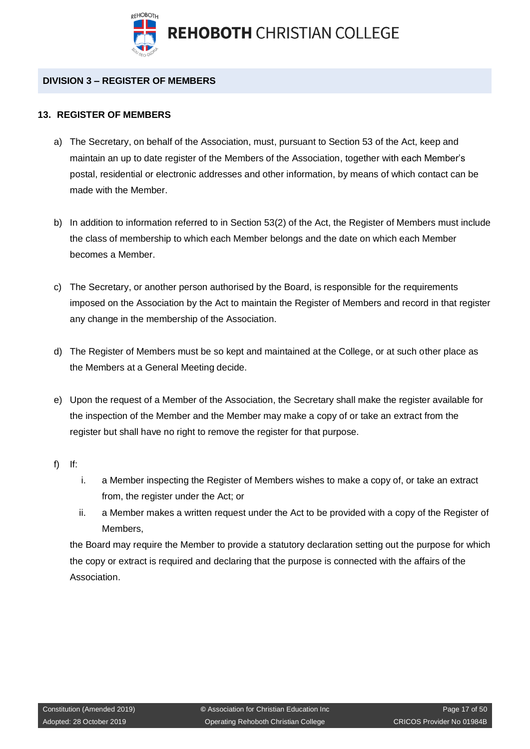## DIVISION 3 – REGISTER OF MEMBERS

### 13. REGISTER OF MEMBERS

a) The Secretary, on behalf of the Association, must, pursuant to Section 53 of the Act, keep and maintain an up to date register of the Members of the Association, together with each Member's postal, residential or electronic addresses and other information, by means of which contact can be made with the Member.

b) In addition to information referred to in Section 53(2) of the Act, the Register of Members must include the class of membership to which each Member belongs and the date on which each Member becomes a Member.

c) The Secretary, or another person authorised by the Board, is responsible for the requirements imposed on the Association by the Act to maintain the Register of Members and record in that register any change in the membership of the Association.

d) The Register of Members must be so kept and maintained at the College, or at such other place as the Members at a General Meeting decide.

e) Upon the request of a Member of the Association, the Secretary shall make the register available for the inspection of the Member and the Member may make a copy of or take an extract from the register but shall have no right to remove the register for that purpose.

f) If:

   i. a Member inspecting the Register of Members wishes to make a copy of, or take an extract from, the register under the Act; or

   ii. a Member makes a written request under the Act to be provided with a copy of the Register of Members,

   the Board may require the Member to provide a statutory declaration setting out the purpose for which the copy or extract is required and declaring that the purpose is connected with the affairs of the Association.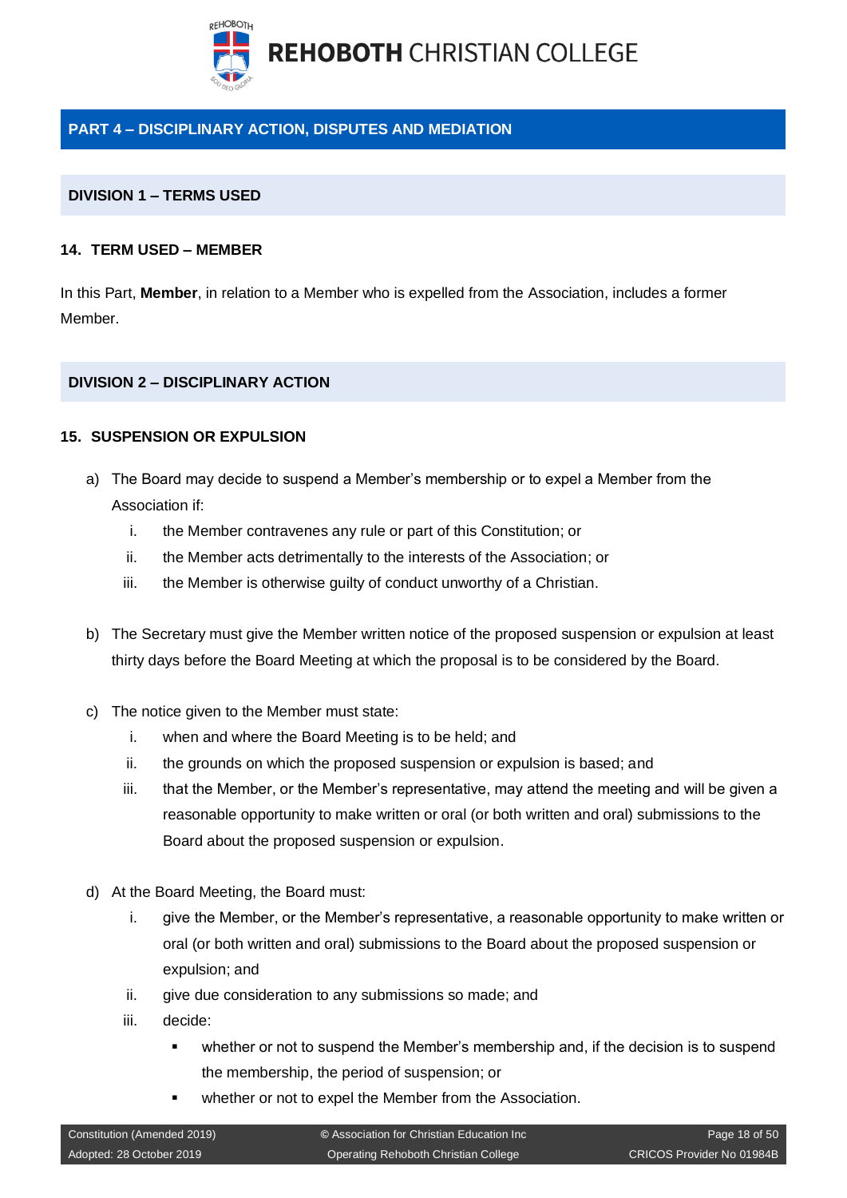## PART 4 – DISCIPLINARY ACTION, DISPUTES AND MEDIATION

### DIVISION 1 – TERMS USED

#### 14. TERM USED – MEMBER

In this Part, **Member**, in relation to a Member who is expelled from the Association, includes a former Member.

### DIVISION 2 – DISCIPLINARY ACTION

#### 15. SUSPENSION OR EXPULSION

a) The Board may decide to suspend a Member's membership or to expel a Member from the Association if:
   i. the Member contravenes any rule or part of this Constitution; or
   ii. the Member acts detrimentally to the interests of the Association; or
   iii. the Member is otherwise guilty of conduct unworthy of a Christian.

b) The Secretary must give the Member written notice of the proposed suspension or expulsion at least thirty days before the Board Meeting at which the proposal is to be considered by the Board.

c) The notice given to the Member must state:
   i. when and where the Board Meeting is to be held; and
   ii. the grounds on which the proposed suspension or expulsion is based; and
   iii. that the Member, or the Member's representative, may attend the meeting and will be given a reasonable opportunity to make written or oral (or both written and oral) submissions to the Board about the proposed suspension or expulsion.

d) At the Board Meeting, the Board must:
   i. give the Member, or the Member's representative, a reasonable opportunity to make written or oral (or both written and oral) submissions to the Board about the proposed suspension or expulsion; and
   ii. give due consideration to any submissions so made; and
   iii. decide:
      - whether or not to suspend the Member's membership and, if the decision is to suspend the membership, the period of suspension; or
      - whether or not to expel the Member from the Association.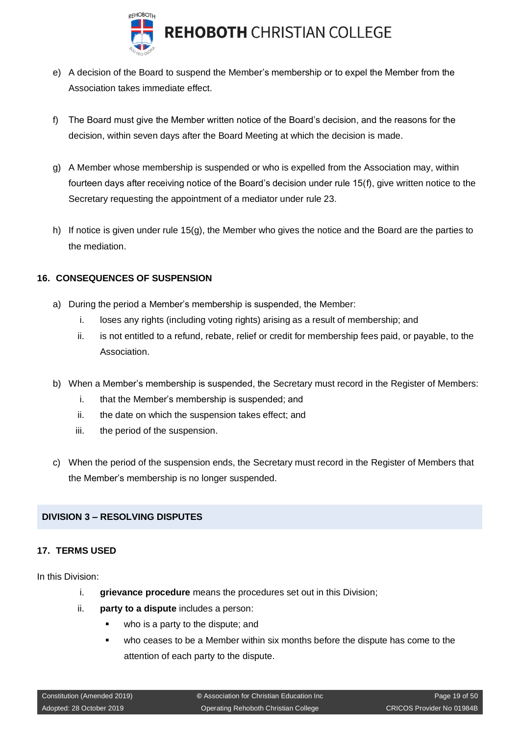e) A decision of the Board to suspend the Member's membership or to expel the Member from the Association takes immediate effect.

f) The Board must give the Member written notice of the Board's decision, and the reasons for the decision, within seven days after the Board Meeting at which the decision is made.

g) A Member whose membership is suspended or who is expelled from the Association may, within fourteen days after receiving notice of the Board's decision under rule 15(f), give written notice to the Secretary requesting the appointment of a mediator under rule 23.

h) If notice is given under rule 15(g), the Member who gives the notice and the Board are the parties to the mediation.

### 16. CONSEQUENCES OF SUSPENSION

a) During the period a Member's membership is suspended, the Member:
   i. loses any rights (including voting rights) arising as a result of membership; and
   ii. is not entitled to a refund, rebate, relief or credit for membership fees paid, or payable, to the Association.

b) When a Member's membership is suspended, the Secretary must record in the Register of Members:
   i. that the Member's membership is suspended; and
   ii. the date on which the suspension takes effect; and
   iii. the period of the suspension.

c) When the period of the suspension ends, the Secretary must record in the Register of Members that the Member's membership is no longer suspended.

## DIVISION 3 – RESOLVING DISPUTES

### 17. TERMS USED

In this Division:

i. **grievance procedure** means the procedures set out in this Division;
ii. **party to a dispute** includes a person:
   - who is a party to the dispute; and
   - who ceases to be a Member within six months before the dispute has come to the attention of each party to the dispute.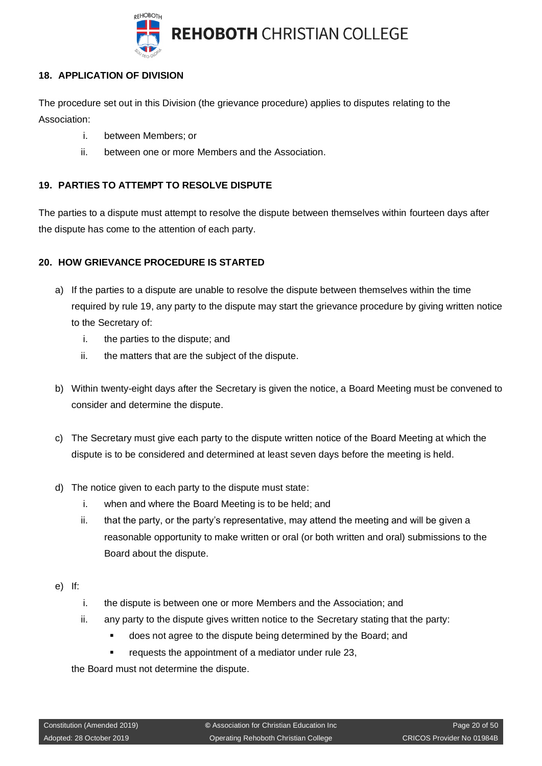### 18. APPLICATION OF DIVISION

The procedure set out in this Division (the grievance procedure) applies to disputes relating to the Association:

i. between Members; or
ii. between one or more Members and the Association.

### 19. PARTIES TO ATTEMPT TO RESOLVE DISPUTE

The parties to a dispute must attempt to resolve the dispute between themselves within fourteen days after the dispute has come to the attention of each party.

### 20. HOW GRIEVANCE PROCEDURE IS STARTED

a) If the parties to a dispute are unable to resolve the dispute between themselves within the time required by rule 19, any party to the dispute may start the grievance procedure by giving written notice to the Secretary of:
   i. the parties to the dispute; and
   ii. the matters that are the subject of the dispute.

b) Within twenty-eight days after the Secretary is given the notice, a Board Meeting must be convened to consider and determine the dispute.

c) The Secretary must give each party to the dispute written notice of the Board Meeting at which the dispute is to be considered and determined at least seven days before the meeting is held.

d) The notice given to each party to the dispute must state:
   i. when and where the Board Meeting is to be held; and
   ii. that the party, or the party's representative, may attend the meeting and will be given a reasonable opportunity to make written or oral (or both written and oral) submissions to the Board about the dispute.

e) If:
   i. the dispute is between one or more Members and the Association; and
   ii. any party to the dispute gives written notice to the Secretary stating that the party:
      - does not agree to the dispute being determined by the Board; and
      - requests the appointment of a mediator under rule 23,

   the Board must not determine the dispute.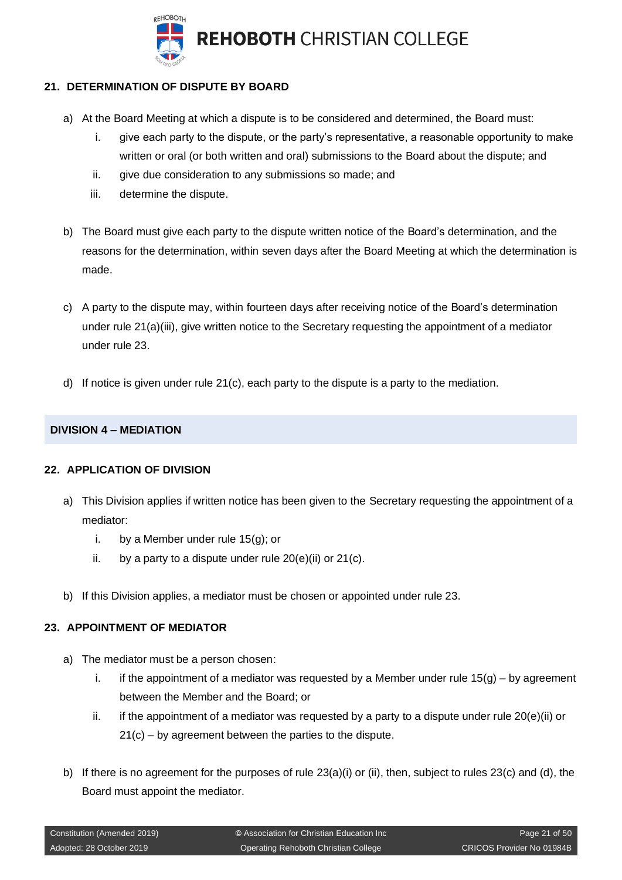## 21. DETERMINATION OF DISPUTE BY BOARD

a) At the Board Meeting at which a dispute is to be considered and determined, the Board must:

   i. give each party to the dispute, or the party's representative, a reasonable opportunity to make written or oral (or both written and oral) submissions to the Board about the dispute; and

   ii. give due consideration to any submissions so made; and

   iii. determine the dispute.

b) The Board must give each party to the dispute written notice of the Board's determination, and the reasons for the determination, within seven days after the Board Meeting at which the determination is made.

c) A party to the dispute may, within fourteen days after receiving notice of the Board's determination under rule 21(a)(iii), give written notice to the Secretary requesting the appointment of a mediator under rule 23.

d) If notice is given under rule 21(c), each party to the dispute is a party to the mediation.

# DIVISION 4 – MEDIATION

## 22. APPLICATION OF DIVISION

a) This Division applies if written notice has been given to the Secretary requesting the appointment of a mediator:

   i. by a Member under rule 15(g); or

   ii. by a party to a dispute under rule 20(e)(ii) or 21(c).

b) If this Division applies, a mediator must be chosen or appointed under rule 23.

## 23. APPOINTMENT OF MEDIATOR

a) The mediator must be a person chosen:

   i. if the appointment of a mediator was requested by a Member under rule 15(g) – by agreement between the Member and the Board; or

   ii. if the appointment of a mediator was requested by a party to a dispute under rule 20(e)(ii) or 21(c) – by agreement between the parties to the dispute.

b) If there is no agreement for the purposes of rule 23(a)(i) or (ii), then, subject to rules 23(c) and (d), the Board must appoint the mediator.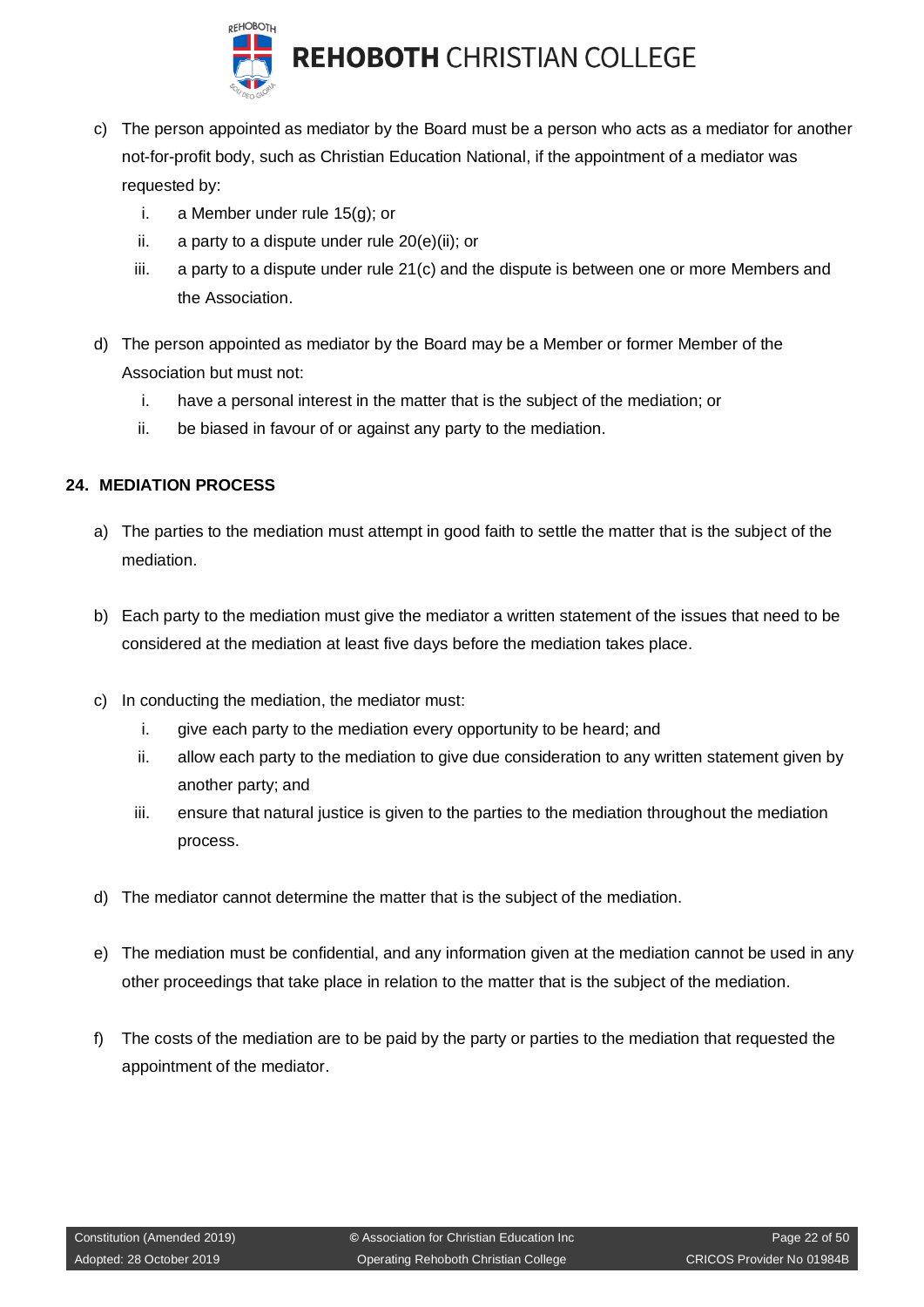c) The person appointed as mediator by the Board must be a person who acts as a mediator for another not-for-profit body, such as Christian Education National, if the appointment of a mediator was requested by:

   i. a Member under rule 15(g); or
   ii. a party to a dispute under rule 20(e)(ii); or
   iii. a party to a dispute under rule 21(c) and the dispute is between one or more Members and the Association.

d) The person appointed as mediator by the Board may be a Member or former Member of the Association but must not:

   i. have a personal interest in the matter that is the subject of the mediation; or
   ii. be biased in favour of or against any party to the mediation.

**24. MEDIATION PROCESS**

a) The parties to the mediation must attempt in good faith to settle the matter that is the subject of the mediation.

b) Each party to the mediation must give the mediator a written statement of the issues that need to be considered at the mediation at least five days before the mediation takes place.

c) In conducting the mediation, the mediator must:

   i. give each party to the mediation every opportunity to be heard; and
   ii. allow each party to the mediation to give due consideration to any written statement given by another party; and
   iii. ensure that natural justice is given to the parties to the mediation throughout the mediation process.

d) The mediator cannot determine the matter that is the subject of the mediation.

e) The mediation must be confidential, and any information given at the mediation cannot be used in any other proceedings that take place in relation to the matter that is the subject of the mediation.

f) The costs of the mediation are to be paid by the party or parties to the mediation that requested the appointment of the mediator.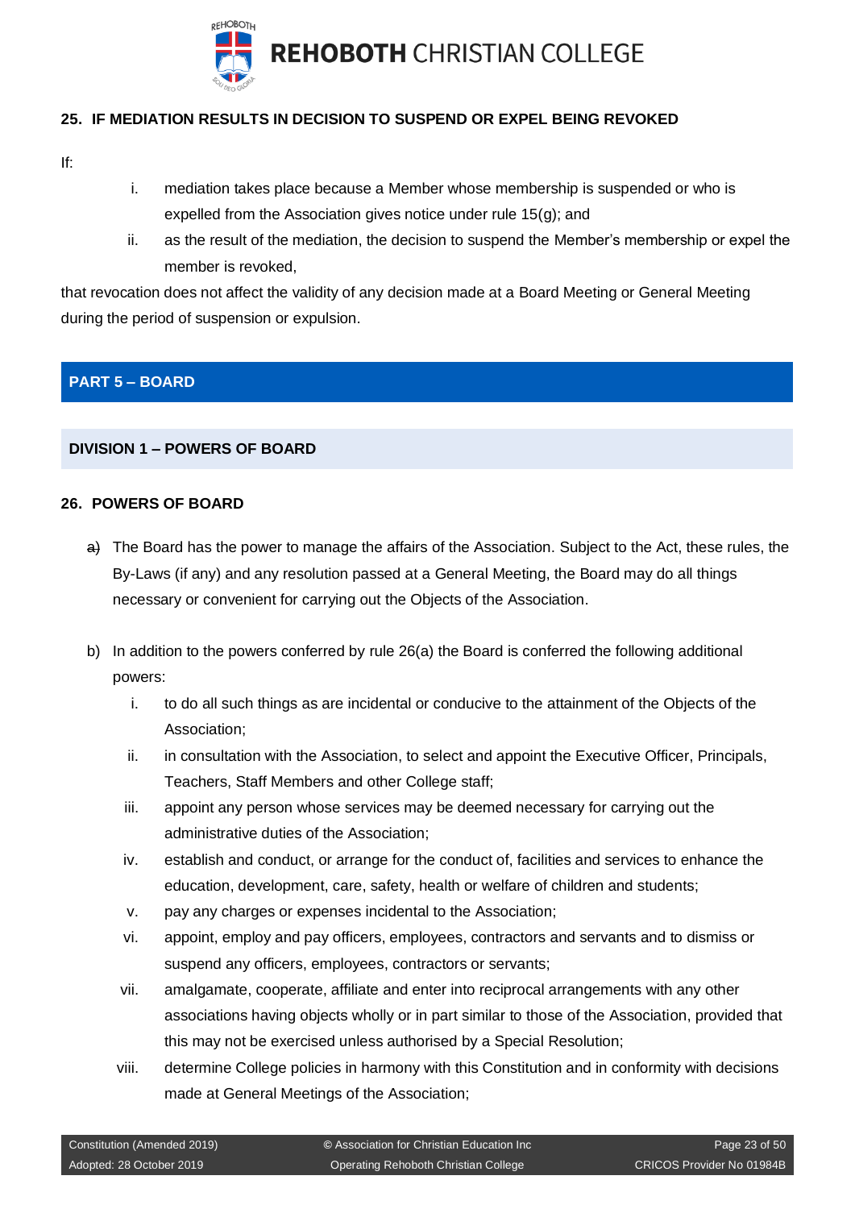## 25. IF MEDIATION RESULTS IN DECISION TO SUSPEND OR EXPEL BEING REVOKED

If:

i. mediation takes place because a Member whose membership is suspended or who is expelled from the Association gives notice under rule 15(g); and

ii. as the result of the mediation, the decision to suspend the Member's membership or expel the member is revoked,

that revocation does not affect the validity of any decision made at a Board Meeting or General Meeting during the period of suspension or expulsion.

# PART 5 – BOARD

## DIVISION 1 – POWERS OF BOARD

## 26. POWERS OF BOARD

a) The Board has the power to manage the affairs of the Association. Subject to the Act, these rules, the By-Laws (if any) and any resolution passed at a General Meeting, the Board may do all things necessary or convenient for carrying out the Objects of the Association.

b) In addition to the powers conferred by rule 26(a) the Board is conferred the following additional powers:

   i. to do all such things as are incidental or conducive to the attainment of the Objects of the Association;

   ii. in consultation with the Association, to select and appoint the Executive Officer, Principals, Teachers, Staff Members and other College staff;

   iii. appoint any person whose services may be deemed necessary for carrying out the administrative duties of the Association;

   iv. establish and conduct, or arrange for the conduct of, facilities and services to enhance the education, development, care, safety, health or welfare of children and students;

   v. pay any charges or expenses incidental to the Association;

   vi. appoint, employ and pay officers, employees, contractors and servants and to dismiss or suspend any officers, employees, contractors or servants;

   vii. amalgamate, cooperate, affiliate and enter into reciprocal arrangements with any other associations having objects wholly or in part similar to those of the Association, provided that this may not be exercised unless authorised by a Special Resolution;

   viii. determine College policies in harmony with this Constitution and in conformity with decisions made at General Meetings of the Association;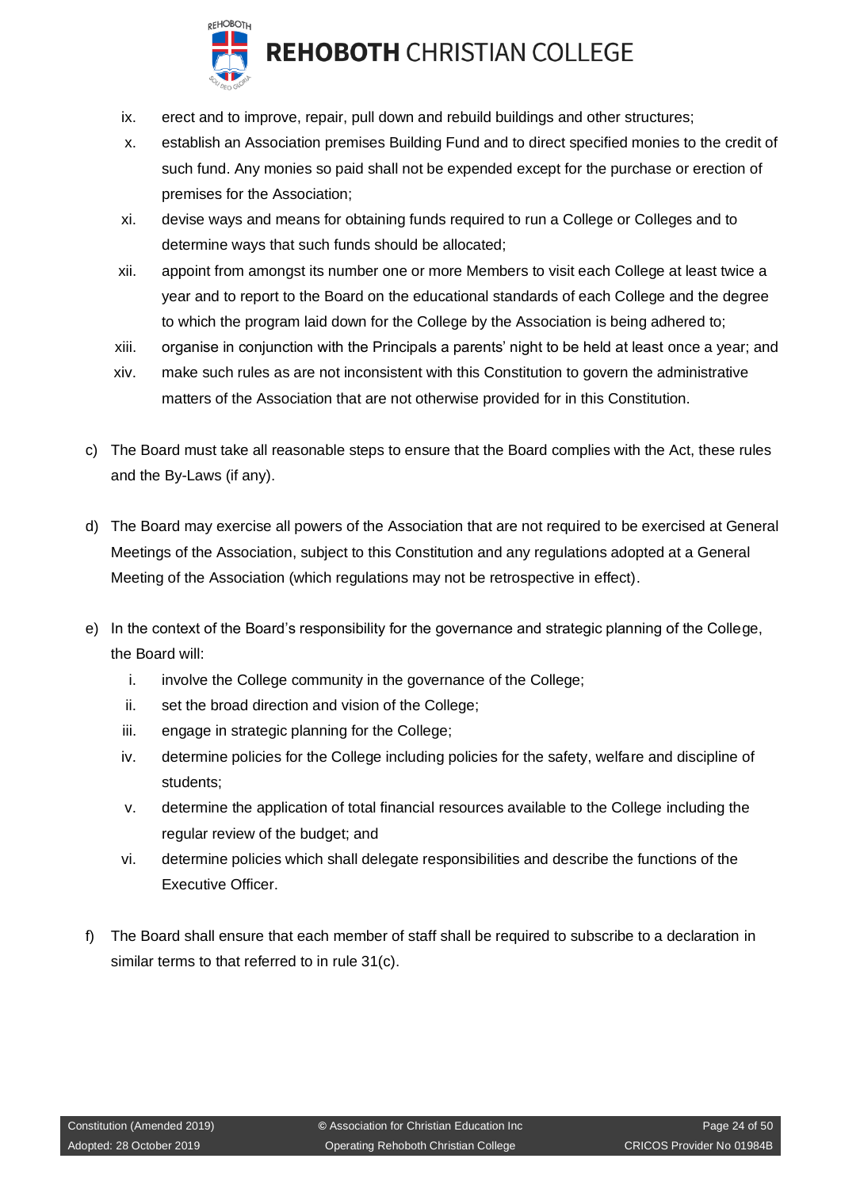ix. erect and to improve, repair, pull down and rebuild buildings and other structures;

x. establish an Association premises Building Fund and to direct specified monies to the credit of such fund. Any monies so paid shall not be expended except for the purchase or erection of premises for the Association;

xi. devise ways and means for obtaining funds required to run a College or Colleges and to determine ways that such funds should be allocated;

xii. appoint from amongst its number one or more Members to visit each College at least twice a year and to report to the Board on the educational standards of each College and the degree to which the program laid down for the College by the Association is being adhered to;

xiii. organise in conjunction with the Principals a parents' night to be held at least once a year; and

xiv. make such rules as are not inconsistent with this Constitution to govern the administrative matters of the Association that are not otherwise provided for in this Constitution.

c) The Board must take all reasonable steps to ensure that the Board complies with the Act, these rules and the By-Laws (if any).

d) The Board may exercise all powers of the Association that are not required to be exercised at General Meetings of the Association, subject to this Constitution and any regulations adopted at a General Meeting of the Association (which regulations may not be retrospective in effect).

e) In the context of the Board's responsibility for the governance and strategic planning of the College, the Board will:

i. involve the College community in the governance of the College;

ii. set the broad direction and vision of the College;

iii. engage in strategic planning for the College;

iv. determine policies for the College including policies for the safety, welfare and discipline of students;

v. determine the application of total financial resources available to the College including the regular review of the budget; and

vi. determine policies which shall delegate responsibilities and describe the functions of the Executive Officer.

f) The Board shall ensure that each member of staff shall be required to subscribe to a declaration in similar terms to that referred to in rule 31(c).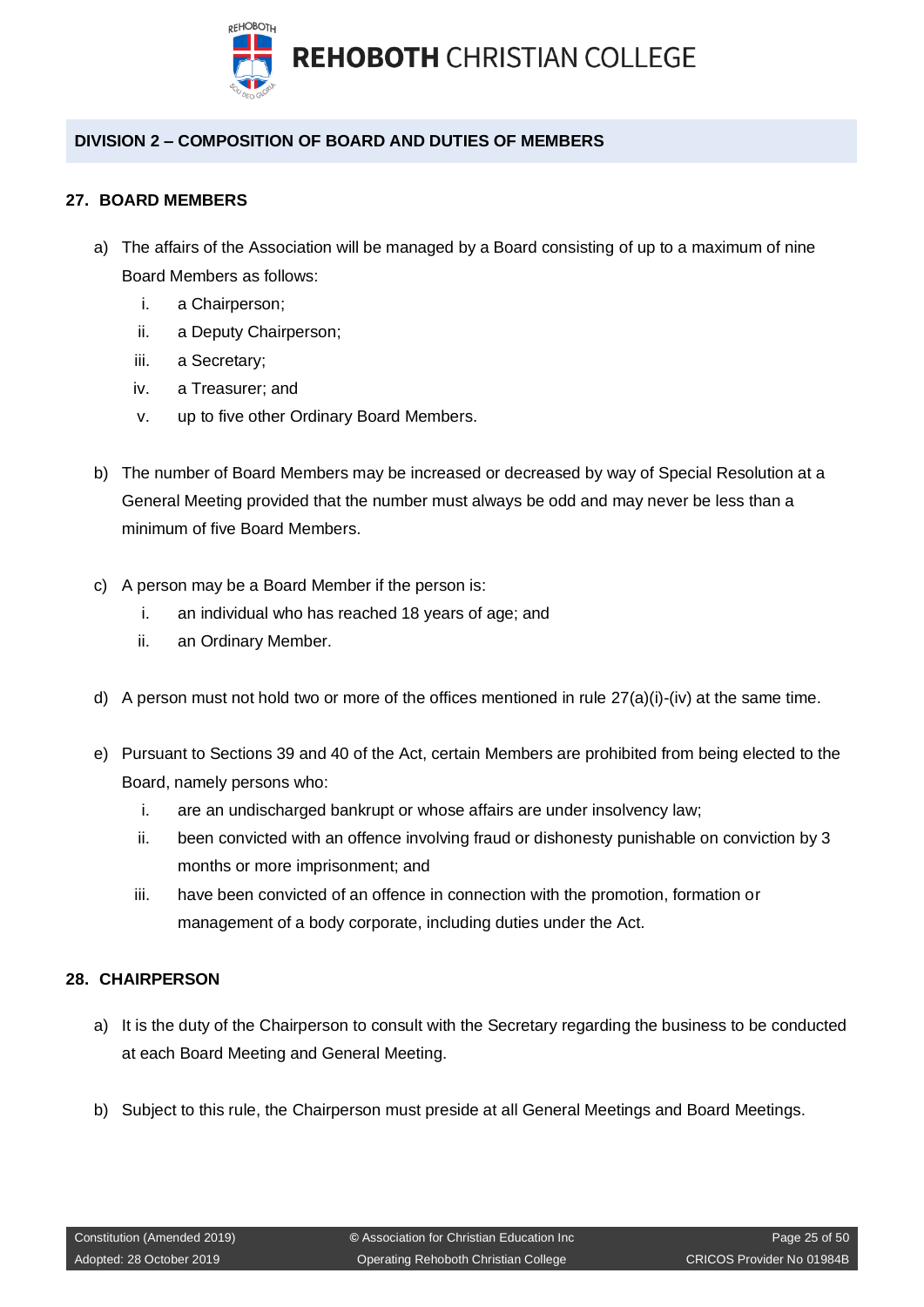## DIVISION 2 – COMPOSITION OF BOARD AND DUTIES OF MEMBERS

### 27. BOARD MEMBERS

a) The affairs of the Association will be managed by a Board consisting of up to a maximum of nine Board Members as follows:
   i. a Chairperson;
   ii. a Deputy Chairperson;
   iii. a Secretary;
   iv. a Treasurer; and
   v. up to five other Ordinary Board Members.

b) The number of Board Members may be increased or decreased by way of Special Resolution at a General Meeting provided that the number must always be odd and may never be less than a minimum of five Board Members.

c) A person may be a Board Member if the person is:
   i. an individual who has reached 18 years of age; and
   ii. an Ordinary Member.

d) A person must not hold two or more of the offices mentioned in rule 27(a)(i)-(iv) at the same time.

e) Pursuant to Sections 39 and 40 of the Act, certain Members are prohibited from being elected to the Board, namely persons who:
   i. are an undischarged bankrupt or whose affairs are under insolvency law;
   ii. been convicted with an offence involving fraud or dishonesty punishable on conviction by 3 months or more imprisonment; and
   iii. have been convicted of an offence in connection with the promotion, formation or management of a body corporate, including duties under the Act.

### 28. CHAIRPERSON

a) It is the duty of the Chairperson to consult with the Secretary regarding the business to be conducted at each Board Meeting and General Meeting.

b) Subject to this rule, the Chairperson must preside at all General Meetings and Board Meetings.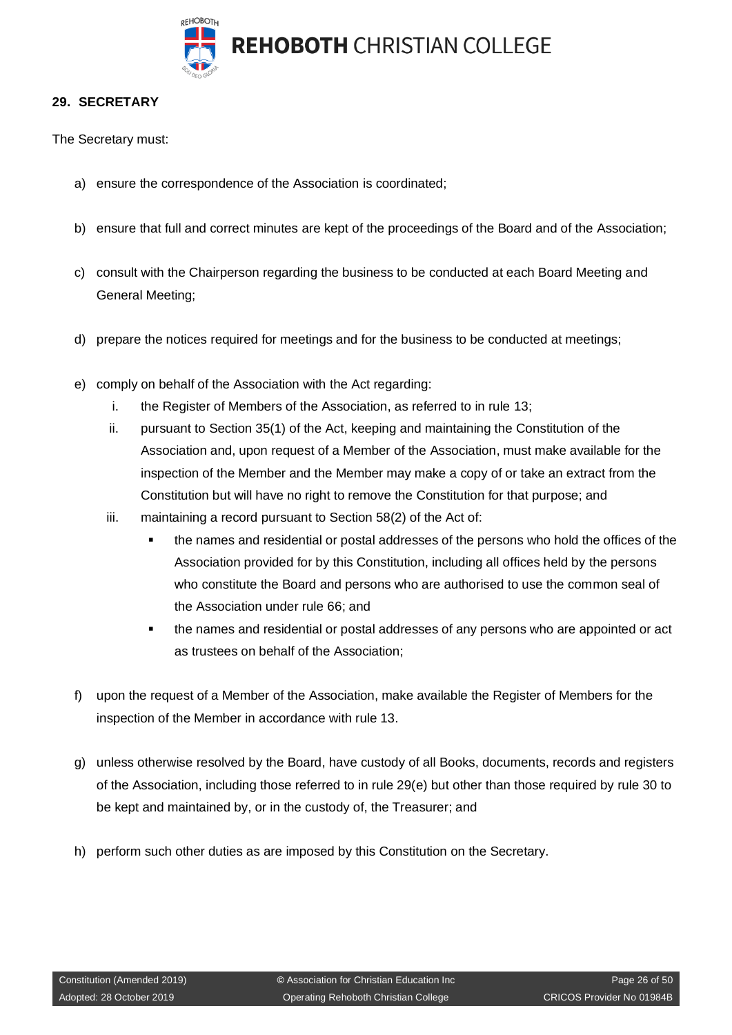## 29. SECRETARY

The Secretary must:

a) ensure the correspondence of the Association is coordinated;

b) ensure that full and correct minutes are kept of the proceedings of the Board and of the Association;

c) consult with the Chairperson regarding the business to be conducted at each Board Meeting and General Meeting;

d) prepare the notices required for meetings and for the business to be conducted at meetings;

e) comply on behalf of the Association with the Act regarding:
   1. the Register of Members of the Association, as referred to in rule 13;
   2. pursuant to Section 35(1) of the Act, keeping and maintaining the Constitution of the Association and, upon request of a Member of the Association, must make available for the inspection of the Member and the Member may make a copy of or take an extract from the Constitution but will have no right to remove the Constitution for that purpose; and
   3. maintaining a record pursuant to Section 58(2) of the Act of:
      - the names and residential or postal addresses of the persons who hold the offices of the Association provided for by this Constitution, including all offices held by the persons who constitute the Board and persons who are authorised to use the common seal of the Association under rule 66; and
      - the names and residential or postal addresses of any persons who are appointed or act as trustees on behalf of the Association;

f) upon the request of a Member of the Association, make available the Register of Members for the inspection of the Member in accordance with rule 13.

g) unless otherwise resolved by the Board, have custody of all Books, documents, records and registers of the Association, including those referred to in rule 29(e) but other than those required by rule 30 to be kept and maintained by, or in the custody of, the Treasurer; and

h) perform such other duties as are imposed by this Constitution on the Secretary.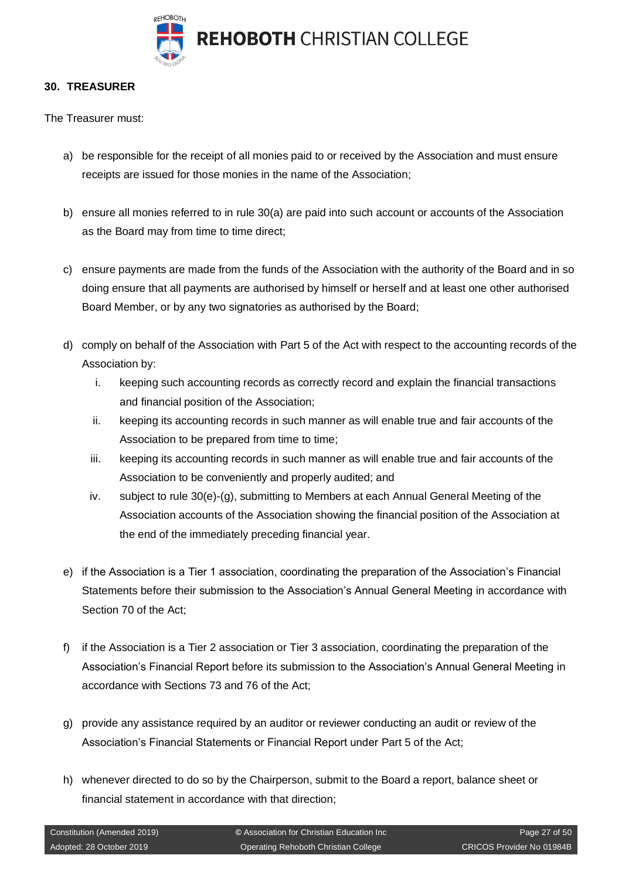## 30. TREASURER

The Treasurer must:

a) be responsible for the receipt of all monies paid to or received by the Association and must ensure receipts are issued for those monies in the name of the Association;

b) ensure all monies referred to in rule 30(a) are paid into such account or accounts of the Association as the Board may from time to time direct;

c) ensure payments are made from the funds of the Association with the authority of the Board and in so doing ensure that all payments are authorised by himself or herself and at least one other authorised Board Member, or by any two signatories as authorised by the Board;

d) comply on behalf of the Association with Part 5 of the Act with respect to the accounting records of the Association by:
   i. keeping such accounting records as correctly record and explain the financial transactions and financial position of the Association;
   ii. keeping its accounting records in such manner as will enable true and fair accounts of the Association to be prepared from time to time;
   iii. keeping its accounting records in such manner as will enable true and fair accounts of the Association to be conveniently and properly audited; and
   iv. subject to rule 30(e)-(g), submitting to Members at each Annual General Meeting of the Association accounts of the Association showing the financial position of the Association at the end of the immediately preceding financial year.

e) if the Association is a Tier 1 association, coordinating the preparation of the Association's Financial Statements before their submission to the Association's Annual General Meeting in accordance with Section 70 of the Act;

f) if the Association is a Tier 2 association or Tier 3 association, coordinating the preparation of the Association's Financial Report before its submission to the Association's Annual General Meeting in accordance with Sections 73 and 76 of the Act;

g) provide any assistance required by an auditor or reviewer conducting an audit or review of the Association's Financial Statements or Financial Report under Part 5 of the Act;

h) whenever directed to do so by the Chairperson, submit to the Board a report, balance sheet or financial statement in accordance with that direction;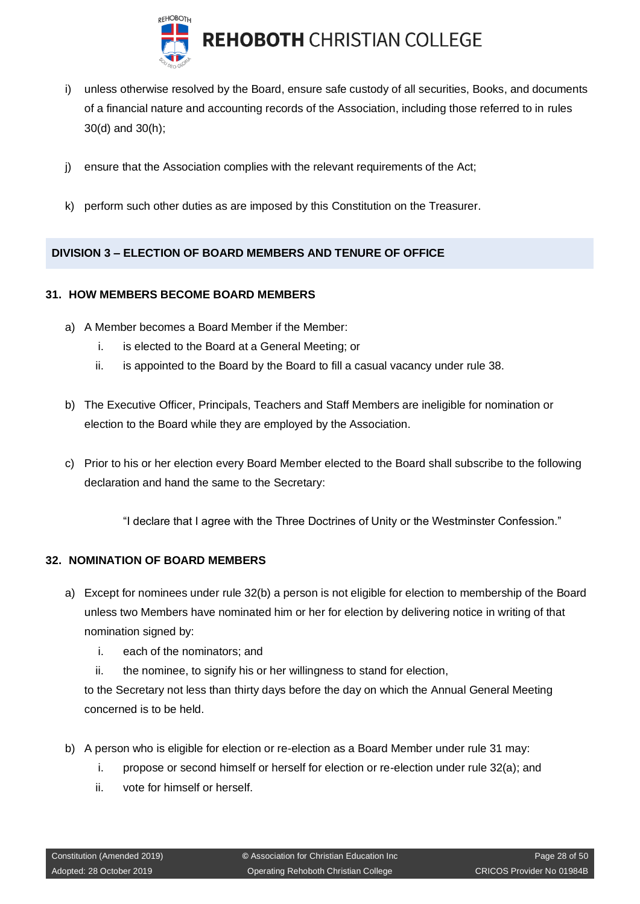i) unless otherwise resolved by the Board, ensure safe custody of all securities, Books, and documents of a financial nature and accounting records of the Association, including those referred to in rules 30(d) and 30(h);

j) ensure that the Association complies with the relevant requirements of the Act;

k) perform such other duties as are imposed by this Constitution on the Treasurer.

## DIVISION 3 – ELECTION OF BOARD MEMBERS AND TENURE OF OFFICE

### 31. HOW MEMBERS BECOME BOARD MEMBERS

a) A Member becomes a Board Member if the Member:
   i. is elected to the Board at a General Meeting; or
   ii. is appointed to the Board by the Board to fill a casual vacancy under rule 38.

b) The Executive Officer, Principals, Teachers and Staff Members are ineligible for nomination or election to the Board while they are employed by the Association.

c) Prior to his or her election every Board Member elected to the Board shall subscribe to the following declaration and hand the same to the Secretary:

   "I declare that I agree with the Three Doctrines of Unity or the Westminster Confession."

### 32. NOMINATION OF BOARD MEMBERS

a) Except for nominees under rule 32(b) a person is not eligible for election to membership of the Board unless two Members have nominated him or her for election by delivering notice in writing of that nomination signed by:
   i. each of the nominators; and
   ii. the nominee, to signify his or her willingness to stand for election,

   to the Secretary not less than thirty days before the day on which the Annual General Meeting concerned is to be held.

b) A person who is eligible for election or re-election as a Board Member under rule 31 may:
   i. propose or second himself or herself for election or re-election under rule 32(a); and
   ii. vote for himself or herself.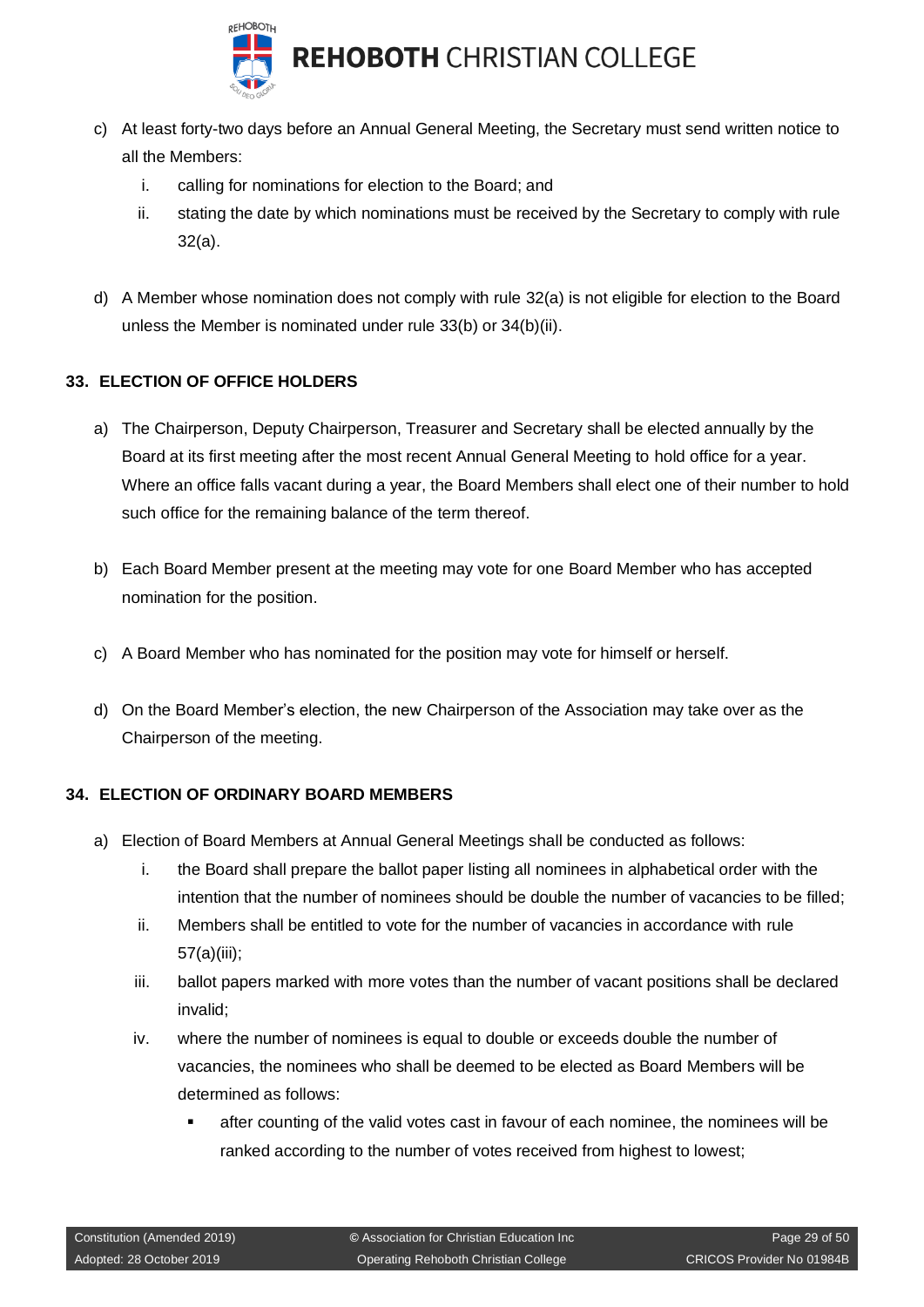c) At least forty-two days before an Annual General Meeting, the Secretary must send written notice to all the Members:

   i. calling for nominations for election to the Board; and

   ii. stating the date by which nominations must be received by the Secretary to comply with rule 32(a).

d) A Member whose nomination does not comply with rule 32(a) is not eligible for election to the Board unless the Member is nominated under rule 33(b) or 34(b)(ii).

### 33. ELECTION OF OFFICE HOLDERS

a) The Chairperson, Deputy Chairperson, Treasurer and Secretary shall be elected annually by the Board at its first meeting after the most recent Annual General Meeting to hold office for a year. Where an office falls vacant during a year, the Board Members shall elect one of their number to hold such office for the remaining balance of the term thereof.

b) Each Board Member present at the meeting may vote for one Board Member who has accepted nomination for the position.

c) A Board Member who has nominated for the position may vote for himself or herself.

d) On the Board Member's election, the new Chairperson of the Association may take over as the Chairperson of the meeting.

### 34. ELECTION OF ORDINARY BOARD MEMBERS

a) Election of Board Members at Annual General Meetings shall be conducted as follows:

   i. the Board shall prepare the ballot paper listing all nominees in alphabetical order with the intention that the number of nominees should be double the number of vacancies to be filled;

   ii. Members shall be entitled to vote for the number of vacancies in accordance with rule 57(a)(iii);

   iii. ballot papers marked with more votes than the number of vacant positions shall be declared invalid;

   iv. where the number of nominees is equal to double or exceeds double the number of vacancies, the nominees who shall be deemed to be elected as Board Members will be determined as follows:

      - after counting of the valid votes cast in favour of each nominee, the nominees will be ranked according to the number of votes received from highest to lowest;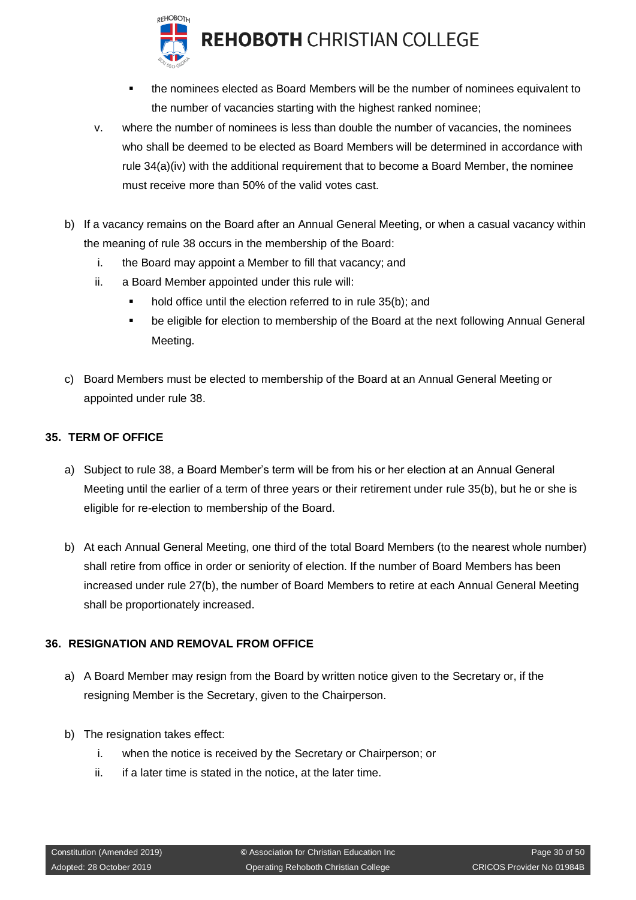- the nominees elected as Board Members will be the number of nominees equivalent to the number of vacancies starting with the highest ranked nominee;

v. where the number of nominees is less than double the number of vacancies, the nominees who shall be deemed to be elected as Board Members will be determined in accordance with rule 34(a)(iv) with the additional requirement that to become a Board Member, the nominee must receive more than 50% of the valid votes cast.

b) If a vacancy remains on the Board after an Annual General Meeting, or when a casual vacancy within the meaning of rule 38 occurs in the membership of the Board:

   i. the Board may appoint a Member to fill that vacancy; and

   ii. a Board Member appointed under this rule will:

      - hold office until the election referred to in rule 35(b); and
      - be eligible for election to membership of the Board at the next following Annual General Meeting.

c) Board Members must be elected to membership of the Board at an Annual General Meeting or appointed under rule 38.

## 35. TERM OF OFFICE

a) Subject to rule 38, a Board Member's term will be from his or her election at an Annual General Meeting until the earlier of a term of three years or their retirement under rule 35(b), but he or she is eligible for re-election to membership of the Board.

b) At each Annual General Meeting, one third of the total Board Members (to the nearest whole number) shall retire from office in order or seniority of election. If the number of Board Members has been increased under rule 27(b), the number of Board Members to retire at each Annual General Meeting shall be proportionately increased.

## 36. RESIGNATION AND REMOVAL FROM OFFICE

a) A Board Member may resign from the Board by written notice given to the Secretary or, if the resigning Member is the Secretary, given to the Chairperson.

b) The resignation takes effect:

   i. when the notice is received by the Secretary or Chairperson; or

   ii. if a later time is stated in the notice, at the later time.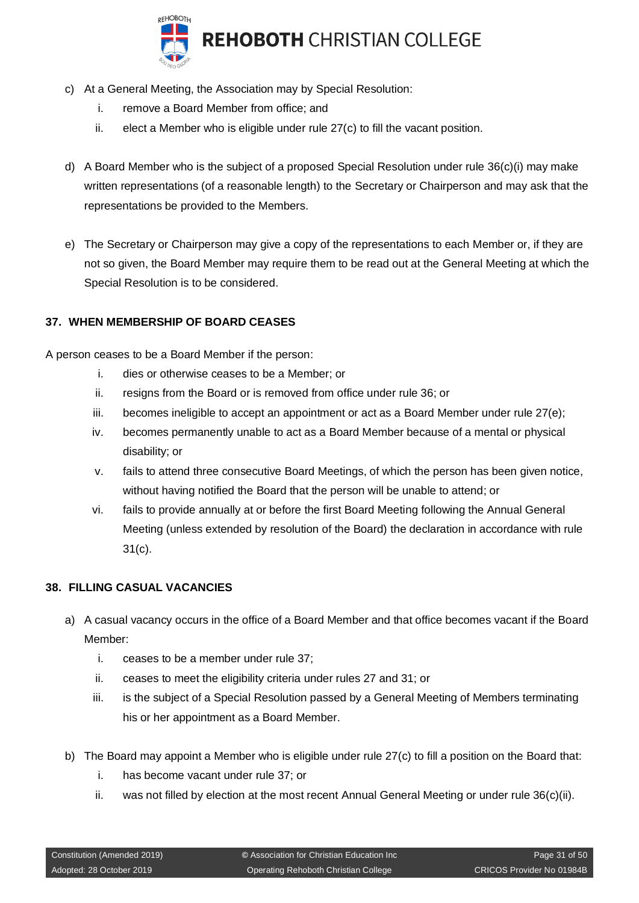c) At a General Meeting, the Association may by Special Resolution:

   i. remove a Board Member from office; and
   ii. elect a Member who is eligible under rule 27(c) to fill the vacant position.

d) A Board Member who is the subject of a proposed Special Resolution under rule 36(c)(i) may make written representations (of a reasonable length) to the Secretary or Chairperson and may ask that the representations be provided to the Members.

e) The Secretary or Chairperson may give a copy of the representations to each Member or, if they are not so given, the Board Member may require them to be read out at the General Meeting at which the Special Resolution is to be considered.

### 37. WHEN MEMBERSHIP OF BOARD CEASES

A person ceases to be a Board Member if the person:

i. dies or otherwise ceases to be a Member; or
ii. resigns from the Board or is removed from office under rule 36; or
iii. becomes ineligible to accept an appointment or act as a Board Member under rule 27(e);
iv. becomes permanently unable to act as a Board Member because of a mental or physical disability; or
v. fails to attend three consecutive Board Meetings, of which the person has been given notice, without having notified the Board that the person will be unable to attend; or
vi. fails to provide annually at or before the first Board Meeting following the Annual General Meeting (unless extended by resolution of the Board) the declaration in accordance with rule 31(c).

### 38. FILLING CASUAL VACANCIES

a) A casual vacancy occurs in the office of a Board Member and that office becomes vacant if the Board Member:

   i. ceases to be a member under rule 37;
   ii. ceases to meet the eligibility criteria under rules 27 and 31; or
   iii. is the subject of a Special Resolution passed by a General Meeting of Members terminating his or her appointment as a Board Member.

b) The Board may appoint a Member who is eligible under rule 27(c) to fill a position on the Board that:

   i. has become vacant under rule 37; or
   ii. was not filled by election at the most recent Annual General Meeting or under rule 36(c)(ii).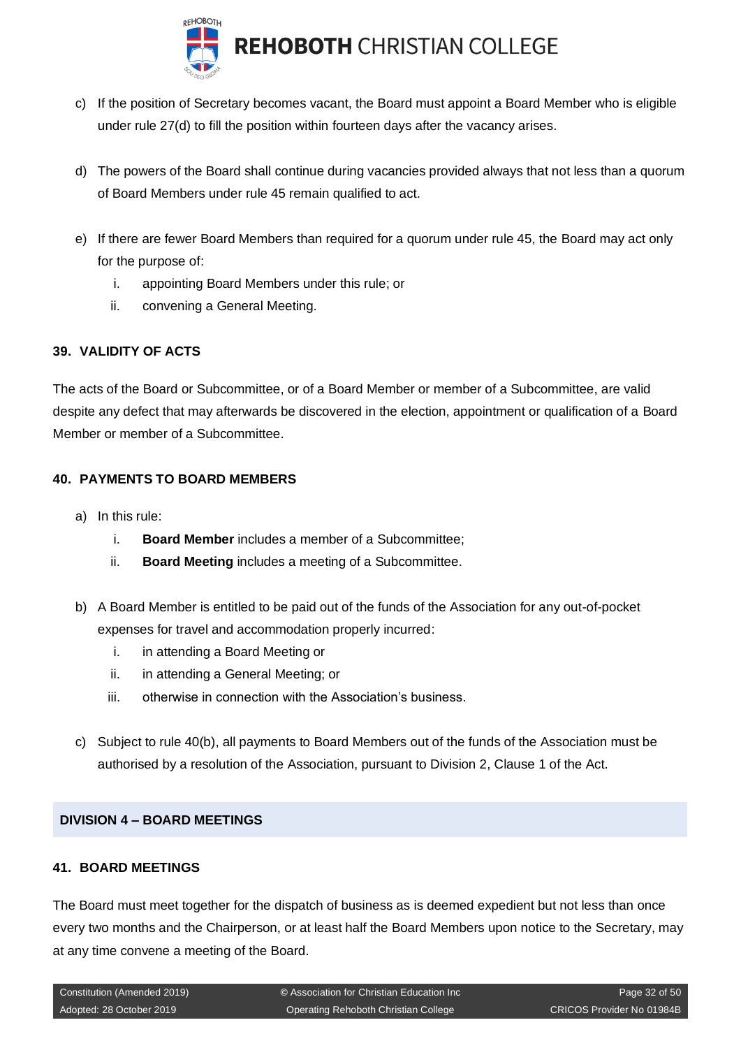c) If the position of Secretary becomes vacant, the Board must appoint a Board Member who is eligible under rule 27(d) to fill the position within fourteen days after the vacancy arises.

d) The powers of the Board shall continue during vacancies provided always that not less than a quorum of Board Members under rule 45 remain qualified to act.

e) If there are fewer Board Members than required for a quorum under rule 45, the Board may act only for the purpose of:
   i. appointing Board Members under this rule; or
   ii. convening a General Meeting.

### 39. VALIDITY OF ACTS

The acts of the Board or Subcommittee, or of a Board Member or member of a Subcommittee, are valid despite any defect that may afterwards be discovered in the election, appointment or qualification of a Board Member or member of a Subcommittee.

### 40. PAYMENTS TO BOARD MEMBERS

a) In this rule:
   i. **Board Member** includes a member of a Subcommittee;
   ii. **Board Meeting** includes a meeting of a Subcommittee.

b) A Board Member is entitled to be paid out of the funds of the Association for any out-of-pocket expenses for travel and accommodation properly incurred:
   i. in attending a Board Meeting or
   ii. in attending a General Meeting; or
   iii. otherwise in connection with the Association's business.

c) Subject to rule 40(b), all payments to Board Members out of the funds of the Association must be authorised by a resolution of the Association, pursuant to Division 2, Clause 1 of the Act.

## DIVISION 4 – BOARD MEETINGS

### 41. BOARD MEETINGS

The Board must meet together for the dispatch of business as is deemed expedient but not less than once every two months and the Chairperson, or at least half the Board Members upon notice to the Secretary, may at any time convene a meeting of the Board.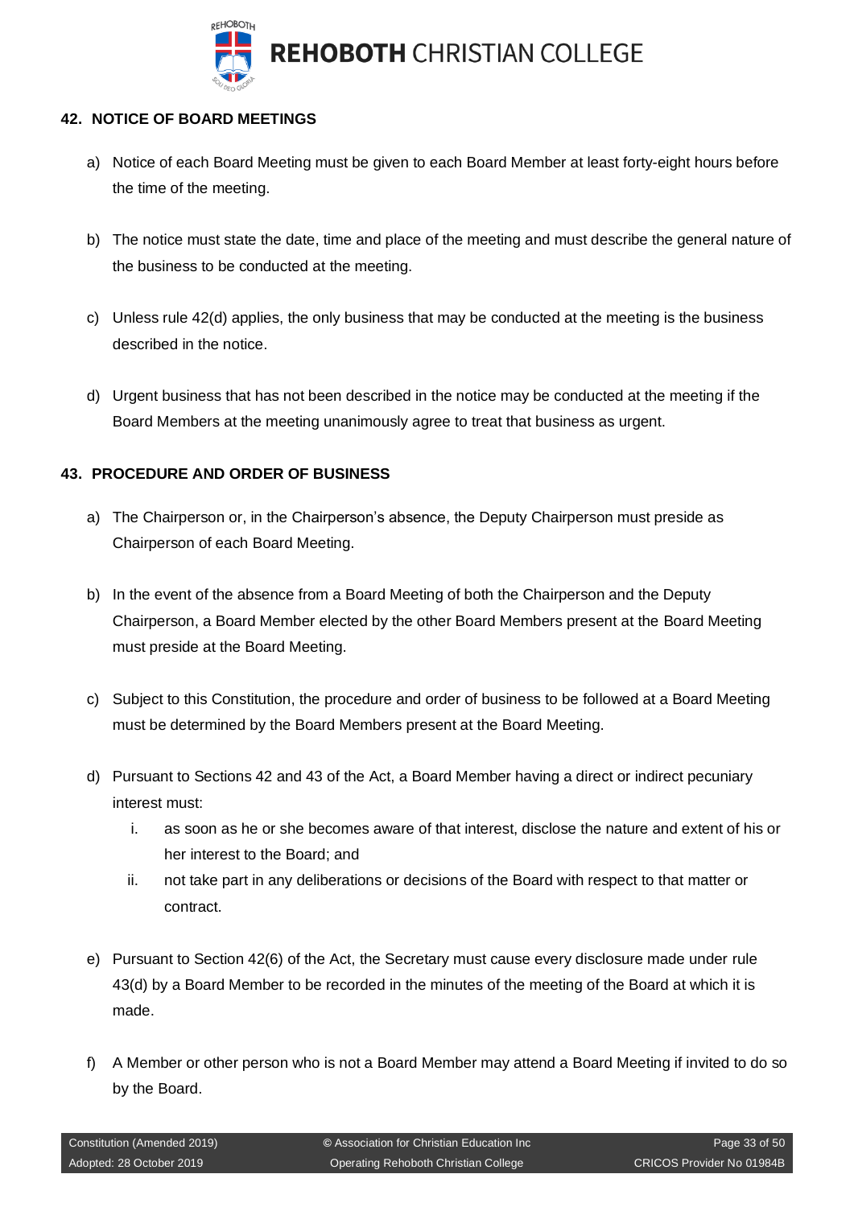## 42. NOTICE OF BOARD MEETINGS

a) Notice of each Board Meeting must be given to each Board Member at least forty-eight hours before the time of the meeting.

b) The notice must state the date, time and place of the meeting and must describe the general nature of the business to be conducted at the meeting.

c) Unless rule 42(d) applies, the only business that may be conducted at the meeting is the business described in the notice.

d) Urgent business that has not been described in the notice may be conducted at the meeting if the Board Members at the meeting unanimously agree to treat that business as urgent.

## 43. PROCEDURE AND ORDER OF BUSINESS

a) The Chairperson or, in the Chairperson's absence, the Deputy Chairperson must preside as Chairperson of each Board Meeting.

b) In the event of the absence from a Board Meeting of both the Chairperson and the Deputy Chairperson, a Board Member elected by the other Board Members present at the Board Meeting must preside at the Board Meeting.

c) Subject to this Constitution, the procedure and order of business to be followed at a Board Meeting must be determined by the Board Members present at the Board Meeting.

d) Pursuant to Sections 42 and 43 of the Act, a Board Member having a direct or indirect pecuniary interest must:

   i. as soon as he or she becomes aware of that interest, disclose the nature and extent of his or her interest to the Board; and

   ii. not take part in any deliberations or decisions of the Board with respect to that matter or contract.

e) Pursuant to Section 42(6) of the Act, the Secretary must cause every disclosure made under rule 43(d) by a Board Member to be recorded in the minutes of the meeting of the Board at which it is made.

f) A Member or other person who is not a Board Member may attend a Board Meeting if invited to do so by the Board.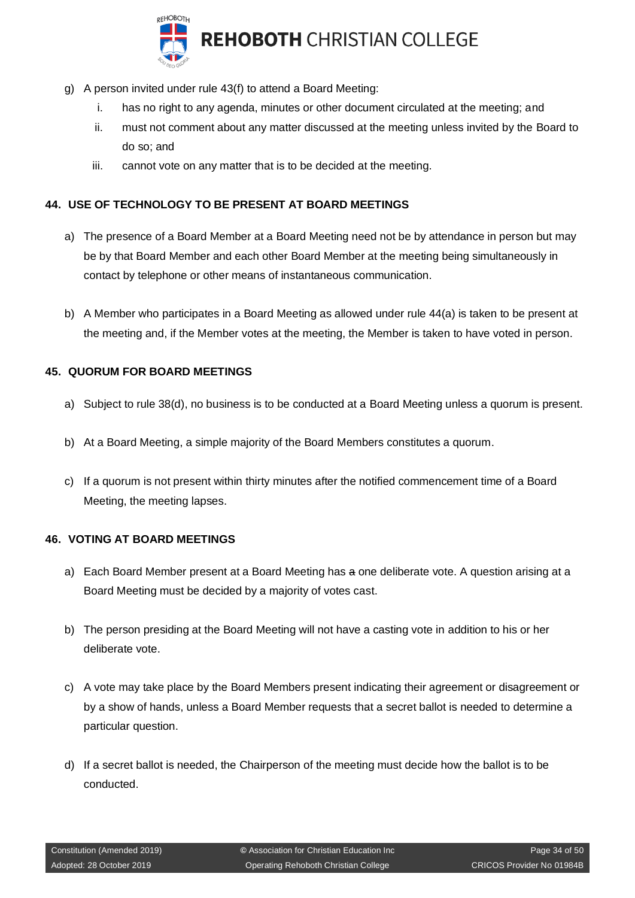g) A person invited under rule 43(f) to attend a Board Meeting:
   i. has no right to any agenda, minutes or other document circulated at the meeting; and
   ii. must not comment about any matter discussed at the meeting unless invited by the Board to do so; and
   iii. cannot vote on any matter that is to be decided at the meeting.

## 44. USE OF TECHNOLOGY TO BE PRESENT AT BOARD MEETINGS

a) The presence of a Board Member at a Board Meeting need not be by attendance in person but may be by that Board Member and each other Board Member at the meeting being simultaneously in contact by telephone or other means of instantaneous communication.

b) A Member who participates in a Board Meeting as allowed under rule 44(a) is taken to be present at the meeting and, if the Member votes at the meeting, the Member is taken to have voted in person.

## 45. QUORUM FOR BOARD MEETINGS

a) Subject to rule 38(d), no business is to be conducted at a Board Meeting unless a quorum is present.

b) At a Board Meeting, a simple majority of the Board Members constitutes a quorum.

c) If a quorum is not present within thirty minutes after the notified commencement time of a Board Meeting, the meeting lapses.

## 46. VOTING AT BOARD MEETINGS

a) Each Board Member present at a Board Meeting has ~~a~~ one deliberate vote. A question arising at a Board Meeting must be decided by a majority of votes cast.

b) The person presiding at the Board Meeting will not have a casting vote in addition to his or her deliberate vote.

c) A vote may take place by the Board Members present indicating their agreement or disagreement or by a show of hands, unless a Board Member requests that a secret ballot is needed to determine a particular question.

d) If a secret ballot is needed, the Chairperson of the meeting must decide how the ballot is to be conducted.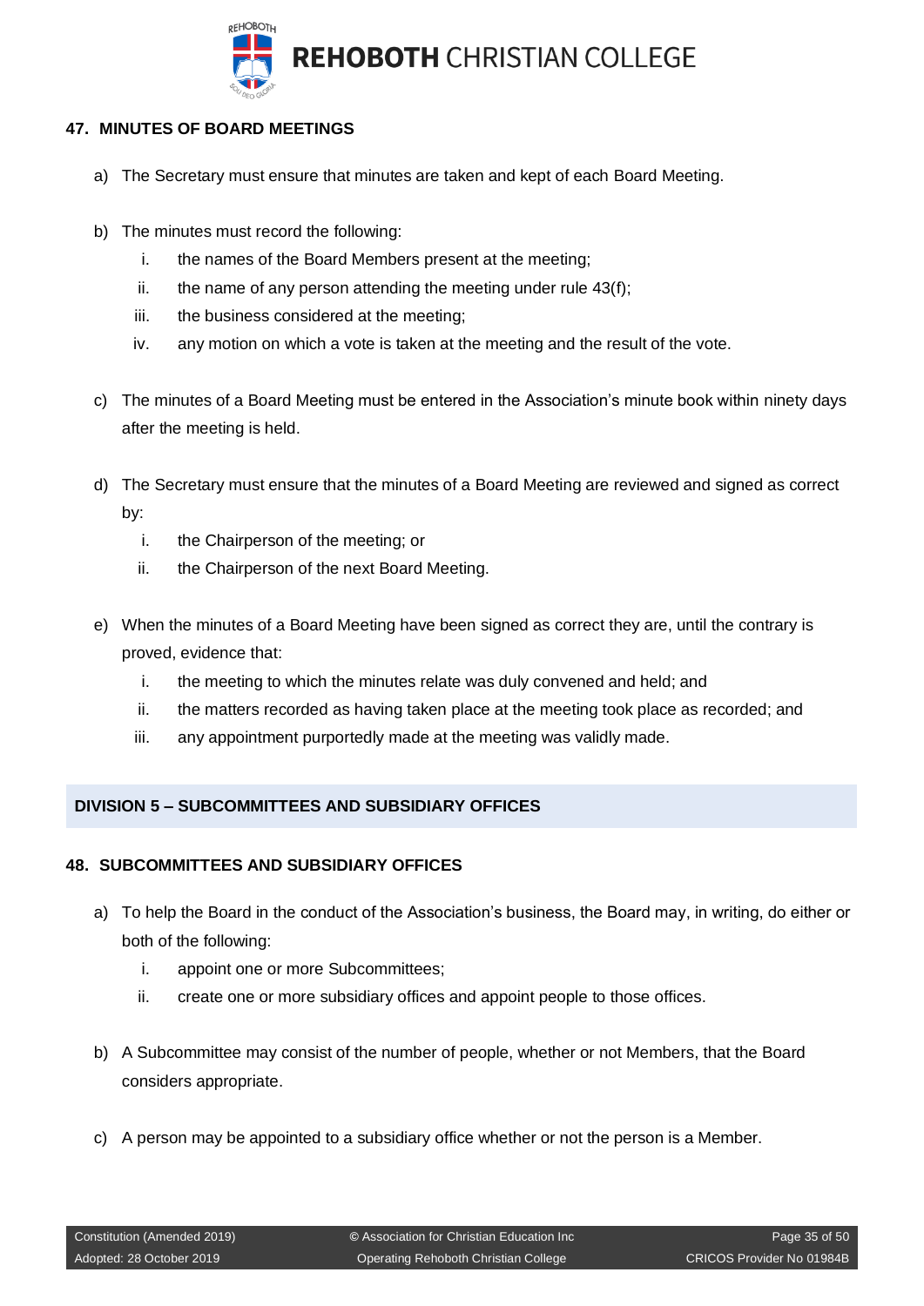### 47. MINUTES OF BOARD MEETINGS

a) The Secretary must ensure that minutes are taken and kept of each Board Meeting.

b) The minutes must record the following:
   i. the names of the Board Members present at the meeting;
   ii. the name of any person attending the meeting under rule 43(f);
   iii. the business considered at the meeting;
   iv. any motion on which a vote is taken at the meeting and the result of the vote.

c) The minutes of a Board Meeting must be entered in the Association's minute book within ninety days after the meeting is held.

d) The Secretary must ensure that the minutes of a Board Meeting are reviewed and signed as correct by:
   i. the Chairperson of the meeting; or
   ii. the Chairperson of the next Board Meeting.

e) When the minutes of a Board Meeting have been signed as correct they are, until the contrary is proved, evidence that:
   i. the meeting to which the minutes relate was duly convened and held; and
   ii. the matters recorded as having taken place at the meeting took place as recorded; and
   iii. any appointment purportedly made at the meeting was validly made.

## DIVISION 5 – SUBCOMMITTEES AND SUBSIDIARY OFFICES

### 48. SUBCOMMITTEES AND SUBSIDIARY OFFICES

a) To help the Board in the conduct of the Association's business, the Board may, in writing, do either or both of the following:
   i. appoint one or more Subcommittees;
   ii. create one or more subsidiary offices and appoint people to those offices.

b) A Subcommittee may consist of the number of people, whether or not Members, that the Board considers appropriate.

c) A person may be appointed to a subsidiary office whether or not the person is a Member.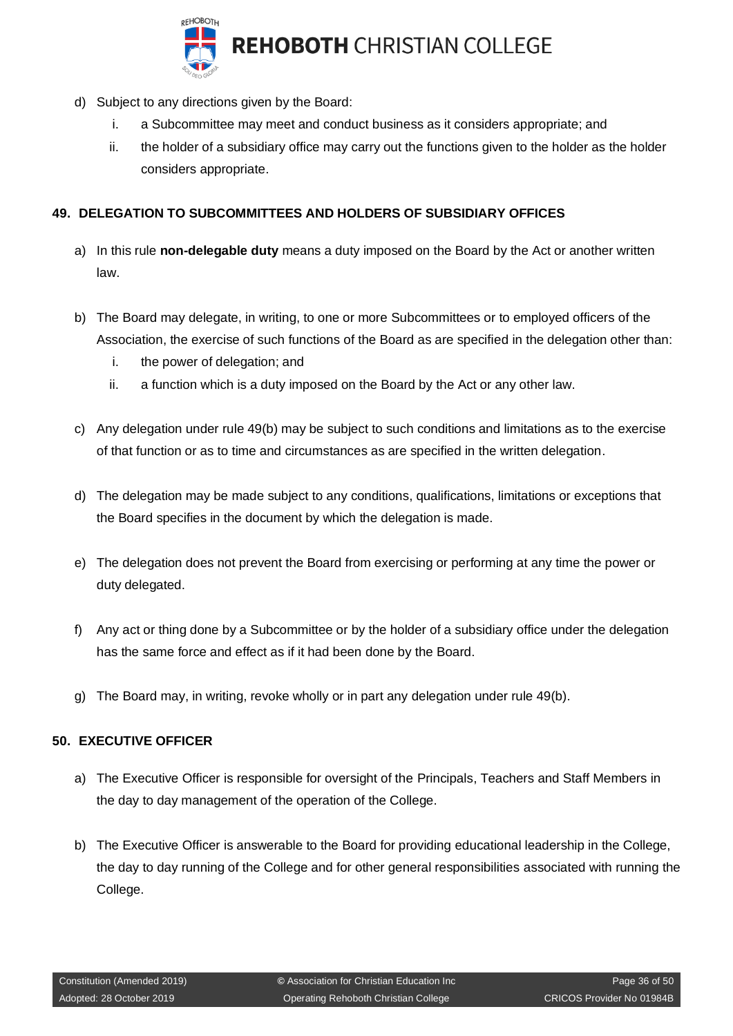d) Subject to any directions given by the Board:

   i. a Subcommittee may meet and conduct business as it considers appropriate; and

   ii. the holder of a subsidiary office may carry out the functions given to the holder as the holder considers appropriate.

## 49. DELEGATION TO SUBCOMMITTEES AND HOLDERS OF SUBSIDIARY OFFICES

a) In this rule **non-delegable duty** means a duty imposed on the Board by the Act or another written law.

b) The Board may delegate, in writing, to one or more Subcommittees or to employed officers of the Association, the exercise of such functions of the Board as are specified in the delegation other than:

   i. the power of delegation; and

   ii. a function which is a duty imposed on the Board by the Act or any other law.

c) Any delegation under rule 49(b) may be subject to such conditions and limitations as to the exercise of that function or as to time and circumstances as are specified in the written delegation.

d) The delegation may be made subject to any conditions, qualifications, limitations or exceptions that the Board specifies in the document by which the delegation is made.

e) The delegation does not prevent the Board from exercising or performing at any time the power or duty delegated.

f) Any act or thing done by a Subcommittee or by the holder of a subsidiary office under the delegation has the same force and effect as if it had been done by the Board.

g) The Board may, in writing, revoke wholly or in part any delegation under rule 49(b).

## 50. EXECUTIVE OFFICER

a) The Executive Officer is responsible for oversight of the Principals, Teachers and Staff Members in the day to day management of the operation of the College.

b) The Executive Officer is answerable to the Board for providing educational leadership in the College, the day to day running of the College and for other general responsibilities associated with running the College.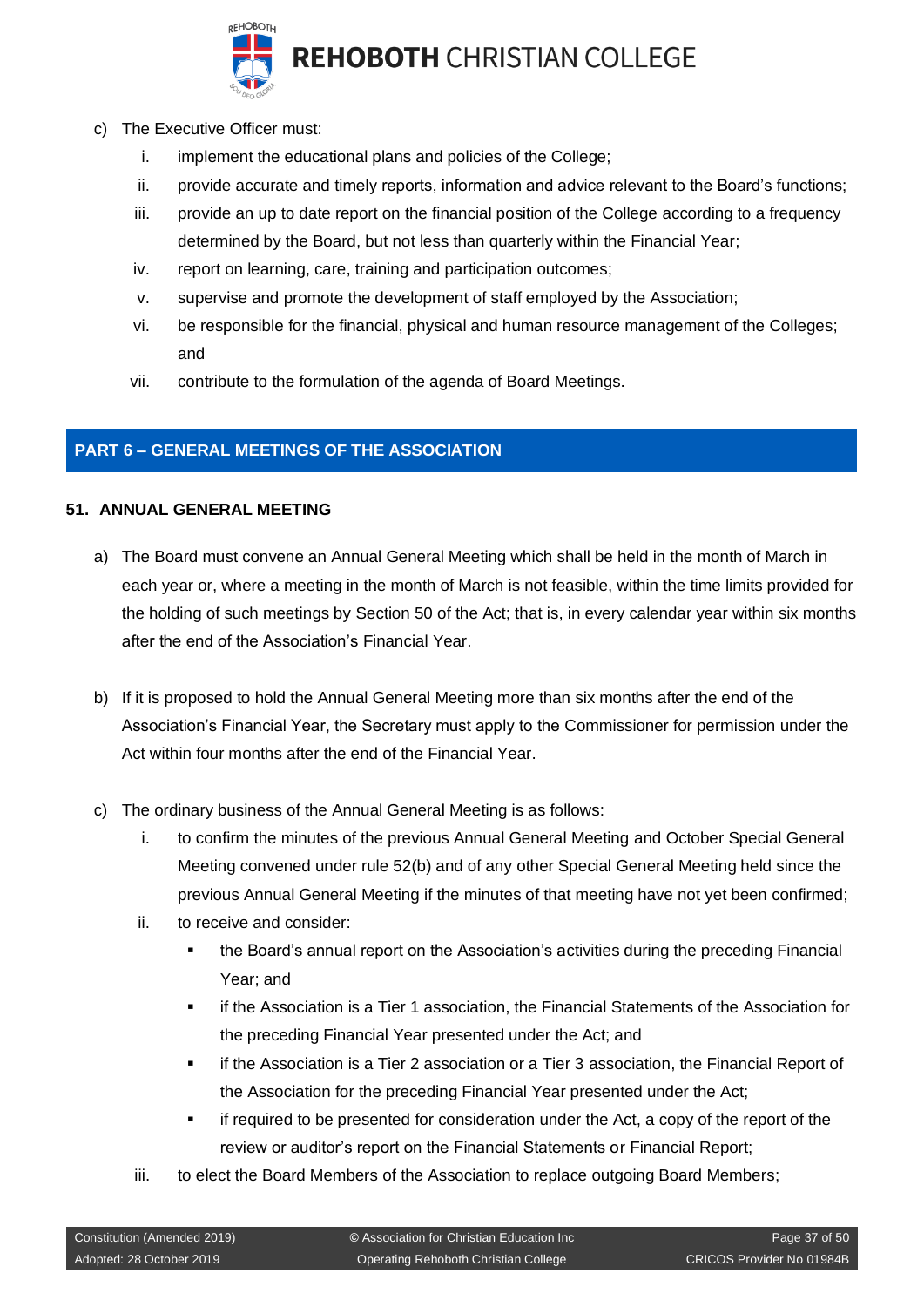c) The Executive Officer must:

   i. implement the educational plans and policies of the College;

   ii. provide accurate and timely reports, information and advice relevant to the Board's functions;

   iii. provide an up to date report on the financial position of the College according to a frequency determined by the Board, but not less than quarterly within the Financial Year;

   iv. report on learning, care, training and participation outcomes;

   v. supervise and promote the development of staff employed by the Association;

   vi. be responsible for the financial, physical and human resource management of the Colleges; and

   vii. contribute to the formulation of the agenda of Board Meetings.

## PART 6 – GENERAL MEETINGS OF THE ASSOCIATION

### 51. ANNUAL GENERAL MEETING

a) The Board must convene an Annual General Meeting which shall be held in the month of March in each year or, where a meeting in the month of March is not feasible, within the time limits provided for the holding of such meetings by Section 50 of the Act; that is, in every calendar year within six months after the end of the Association's Financial Year.

b) If it is proposed to hold the Annual General Meeting more than six months after the end of the Association's Financial Year, the Secretary must apply to the Commissioner for permission under the Act within four months after the end of the Financial Year.

c) The ordinary business of the Annual General Meeting is as follows:

   i. to confirm the minutes of the previous Annual General Meeting and October Special General Meeting convened under rule 52(b) and of any other Special General Meeting held since the previous Annual General Meeting if the minutes of that meeting have not yet been confirmed;

   ii. to receive and consider:

      - the Board's annual report on the Association's activities during the preceding Financial Year; and
      - if the Association is a Tier 1 association, the Financial Statements of the Association for the preceding Financial Year presented under the Act; and
      - if the Association is a Tier 2 association or a Tier 3 association, the Financial Report of the Association for the preceding Financial Year presented under the Act;
      - if required to be presented for consideration under the Act, a copy of the report of the review or auditor's report on the Financial Statements or Financial Report;

   iii. to elect the Board Members of the Association to replace outgoing Board Members;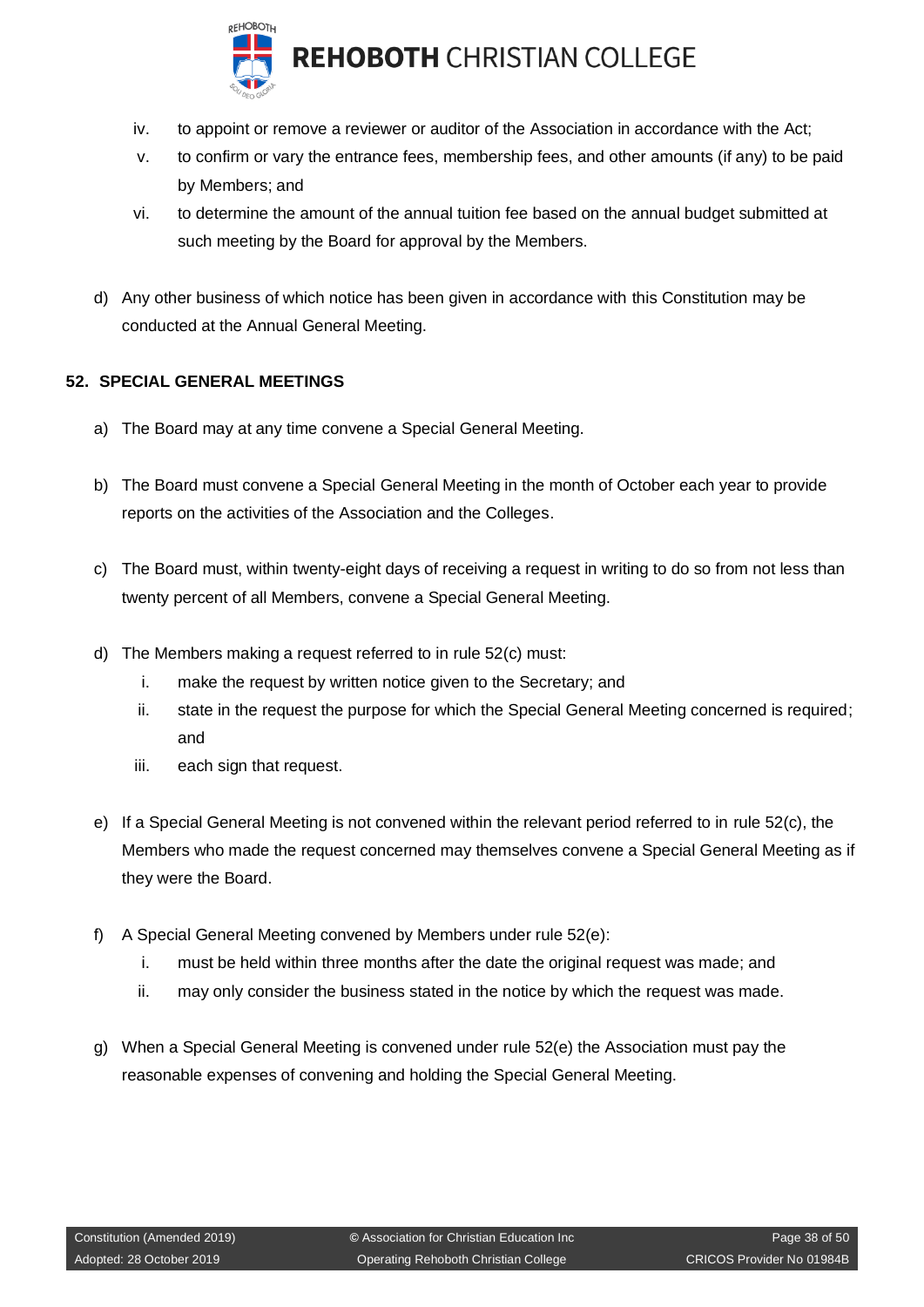iv. to appoint or remove a reviewer or auditor of the Association in accordance with the Act;
v. to confirm or vary the entrance fees, membership fees, and other amounts (if any) to be paid by Members; and
vi. to determine the amount of the annual tuition fee based on the annual budget submitted at such meeting by the Board for approval by the Members.

d) Any other business of which notice has been given in accordance with this Constitution may be conducted at the Annual General Meeting.

## 52. SPECIAL GENERAL MEETINGS

a) The Board may at any time convene a Special General Meeting.

b) The Board must convene a Special General Meeting in the month of October each year to provide reports on the activities of the Association and the Colleges.

c) The Board must, within twenty-eight days of receiving a request in writing to do so from not less than twenty percent of all Members, convene a Special General Meeting.

d) The Members making a request referred to in rule 52(c) must:
   i. make the request by written notice given to the Secretary; and
   ii. state in the request the purpose for which the Special General Meeting concerned is required; and
   iii. each sign that request.

e) If a Special General Meeting is not convened within the relevant period referred to in rule 52(c), the Members who made the request concerned may themselves convene a Special General Meeting as if they were the Board.

f) A Special General Meeting convened by Members under rule 52(e):
   i. must be held within three months after the date the original request was made; and
   ii. may only consider the business stated in the notice by which the request was made.

g) When a Special General Meeting is convened under rule 52(e) the Association must pay the reasonable expenses of convening and holding the Special General Meeting.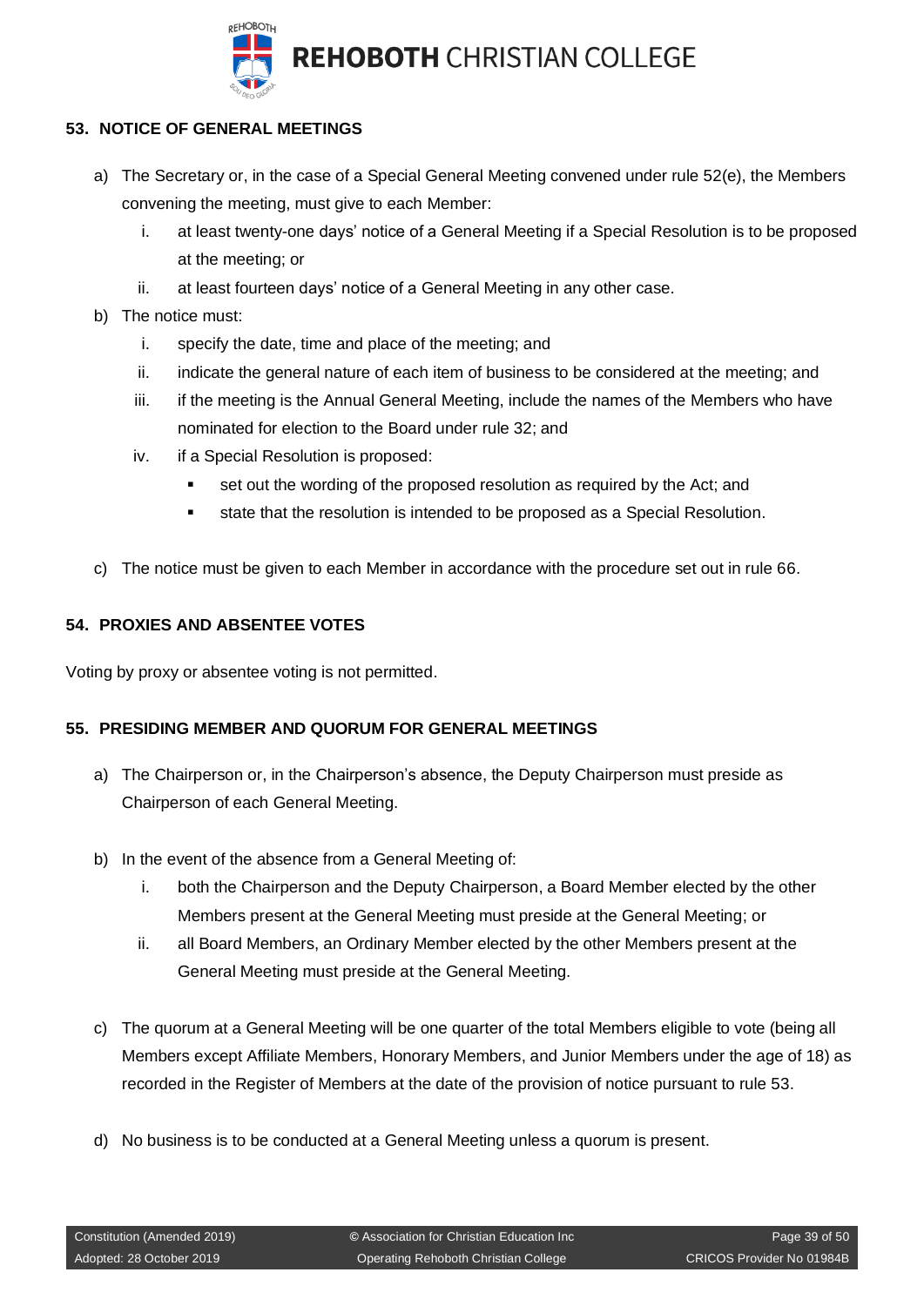## 53. NOTICE OF GENERAL MEETINGS

a) The Secretary or, in the case of a Special General Meeting convened under rule 52(e), the Members convening the meeting, must give to each Member:

   i. at least twenty-one days' notice of a General Meeting if a Special Resolution is to be proposed at the meeting; or

   ii. at least fourteen days' notice of a General Meeting in any other case.

b) The notice must:

   i. specify the date, time and place of the meeting; and

   ii. indicate the general nature of each item of business to be considered at the meeting; and

   iii. if the meeting is the Annual General Meeting, include the names of the Members who have nominated for election to the Board under rule 32; and

   iv. if a Special Resolution is proposed:

      - set out the wording of the proposed resolution as required by the Act; and
      - state that the resolution is intended to be proposed as a Special Resolution.

c) The notice must be given to each Member in accordance with the procedure set out in rule 66.

## 54. PROXIES AND ABSENTEE VOTES

Voting by proxy or absentee voting is not permitted.

## 55. PRESIDING MEMBER AND QUORUM FOR GENERAL MEETINGS

a) The Chairperson or, in the Chairperson's absence, the Deputy Chairperson must preside as Chairperson of each General Meeting.

b) In the event of the absence from a General Meeting of:

   i. both the Chairperson and the Deputy Chairperson, a Board Member elected by the other Members present at the General Meeting must preside at the General Meeting; or

   ii. all Board Members, an Ordinary Member elected by the other Members present at the General Meeting must preside at the General Meeting.

c) The quorum at a General Meeting will be one quarter of the total Members eligible to vote (being all Members except Affiliate Members, Honorary Members, and Junior Members under the age of 18) as recorded in the Register of Members at the date of the provision of notice pursuant to rule 53.

d) No business is to be conducted at a General Meeting unless a quorum is present.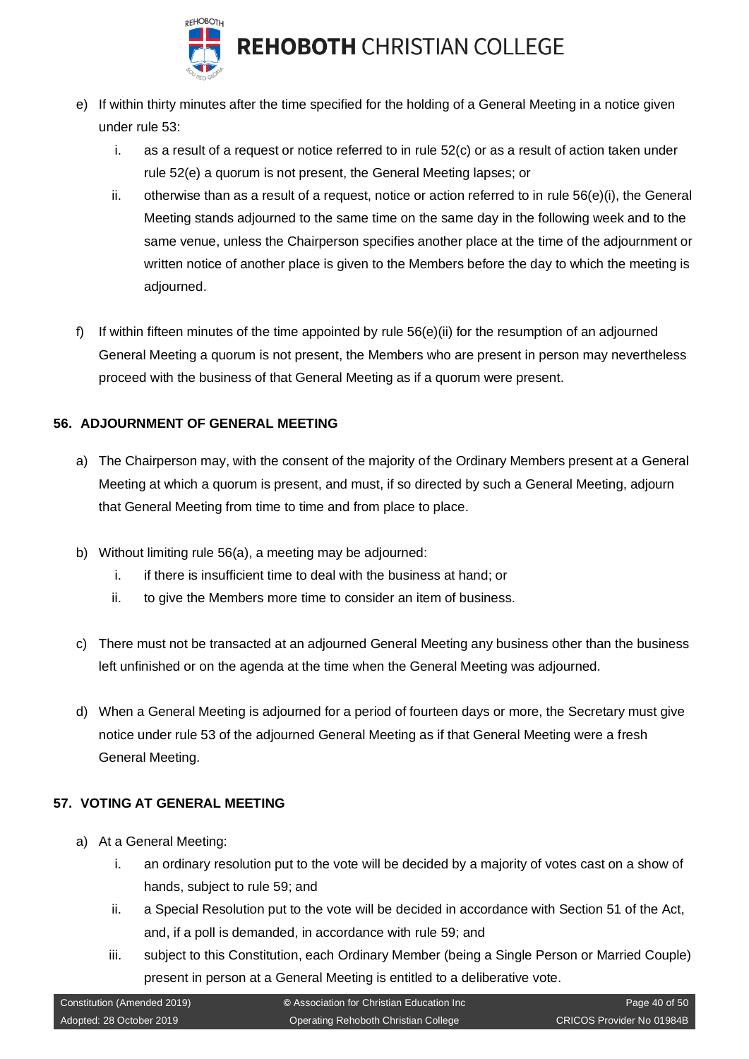e) If within thirty minutes after the time specified for the holding of a General Meeting in a notice given under rule 53:

   i. as a result of a request or notice referred to in rule 52(c) or as a result of action taken under rule 52(e) a quorum is not present, the General Meeting lapses; or

   ii. otherwise than as a result of a request, notice or action referred to in rule 56(e)(i), the General Meeting stands adjourned to the same time on the same day in the following week and to the same venue, unless the Chairperson specifies another place at the time of the adjournment or written notice of another place is given to the Members before the day to which the meeting is adjourned.

f) If within fifteen minutes of the time appointed by rule 56(e)(ii) for the resumption of an adjourned General Meeting a quorum is not present, the Members who are present in person may nevertheless proceed with the business of that General Meeting as if a quorum were present.

### 56. ADJOURNMENT OF GENERAL MEETING

a) The Chairperson may, with the consent of the majority of the Ordinary Members present at a General Meeting at which a quorum is present, and must, if so directed by such a General Meeting, adjourn that General Meeting from time to time and from place to place.

b) Without limiting rule 56(a), a meeting may be adjourned:

   i. if there is insufficient time to deal with the business at hand; or

   ii. to give the Members more time to consider an item of business.

c) There must not be transacted at an adjourned General Meeting any business other than the business left unfinished or on the agenda at the time when the General Meeting was adjourned.

d) When a General Meeting is adjourned for a period of fourteen days or more, the Secretary must give notice under rule 53 of the adjourned General Meeting as if that General Meeting were a fresh General Meeting.

### 57. VOTING AT GENERAL MEETING

a) At a General Meeting:

   i. an ordinary resolution put to the vote will be decided by a majority of votes cast on a show of hands, subject to rule 59; and

   ii. a Special Resolution put to the vote will be decided in accordance with Section 51 of the Act, and, if a poll is demanded, in accordance with rule 59; and

   iii. subject to this Constitution, each Ordinary Member (being a Single Person or Married Couple) present in person at a General Meeting is entitled to a deliberative vote.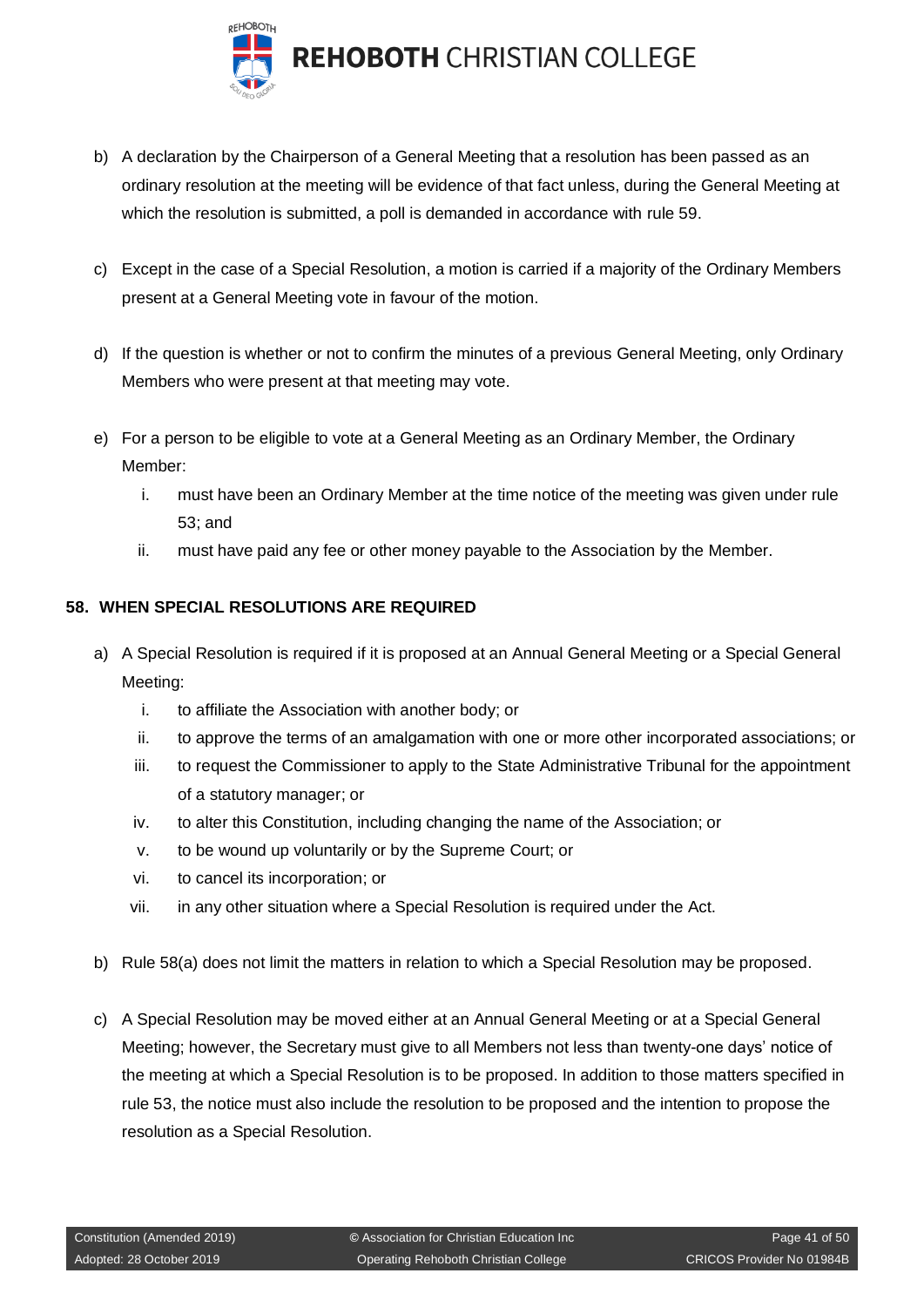b) A declaration by the Chairperson of a General Meeting that a resolution has been passed as an ordinary resolution at the meeting will be evidence of that fact unless, during the General Meeting at which the resolution is submitted, a poll is demanded in accordance with rule 59.

c) Except in the case of a Special Resolution, a motion is carried if a majority of the Ordinary Members present at a General Meeting vote in favour of the motion.

d) If the question is whether or not to confirm the minutes of a previous General Meeting, only Ordinary Members who were present at that meeting may vote.

e) For a person to be eligible to vote at a General Meeting as an Ordinary Member, the Ordinary Member:

   i. must have been an Ordinary Member at the time notice of the meeting was given under rule 53; and
   ii. must have paid any fee or other money payable to the Association by the Member.

### 58. WHEN SPECIAL RESOLUTIONS ARE REQUIRED

a) A Special Resolution is required if it is proposed at an Annual General Meeting or a Special General Meeting:

   i. to affiliate the Association with another body; or
   ii. to approve the terms of an amalgamation with one or more other incorporated associations; or
   iii. to request the Commissioner to apply to the State Administrative Tribunal for the appointment of a statutory manager; or
   iv. to alter this Constitution, including changing the name of the Association; or
   v. to be wound up voluntarily or by the Supreme Court; or
   vi. to cancel its incorporation; or
   vii. in any other situation where a Special Resolution is required under the Act.

b) Rule 58(a) does not limit the matters in relation to which a Special Resolution may be proposed.

c) A Special Resolution may be moved either at an Annual General Meeting or at a Special General Meeting; however, the Secretary must give to all Members not less than twenty-one days' notice of the meeting at which a Special Resolution is to be proposed. In addition to those matters specified in rule 53, the notice must also include the resolution to be proposed and the intention to propose the resolution as a Special Resolution.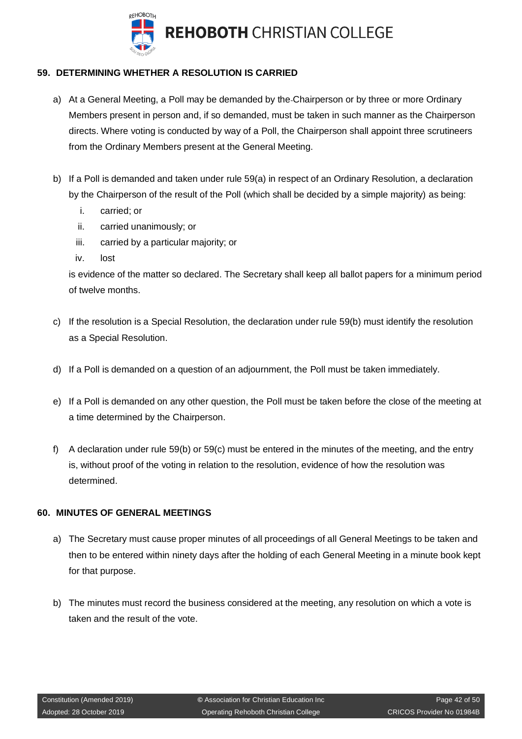## 59. DETERMINING WHETHER A RESOLUTION IS CARRIED

a) At a General Meeting, a Poll may be demanded by the Chairperson or by three or more Ordinary Members present in person and, if so demanded, must be taken in such manner as the Chairperson directs. Where voting is conducted by way of a Poll, the Chairperson shall appoint three scrutineers from the Ordinary Members present at the General Meeting.

b) If a Poll is demanded and taken under rule 59(a) in respect of an Ordinary Resolution, a declaration by the Chairperson of the result of the Poll (which shall be decided by a simple majority) as being:

   i. carried; or
   ii. carried unanimously; or
   iii. carried by a particular majority; or
   iv. lost

   is evidence of the matter so declared. The Secretary shall keep all ballot papers for a minimum period of twelve months.

c) If the resolution is a Special Resolution, the declaration under rule 59(b) must identify the resolution as a Special Resolution.

d) If a Poll is demanded on a question of an adjournment, the Poll must be taken immediately.

e) If a Poll is demanded on any other question, the Poll must be taken before the close of the meeting at a time determined by the Chairperson.

f) A declaration under rule 59(b) or 59(c) must be entered in the minutes of the meeting, and the entry is, without proof of the voting in relation to the resolution, evidence of how the resolution was determined.

## 60. MINUTES OF GENERAL MEETINGS

a) The Secretary must cause proper minutes of all proceedings of all General Meetings to be taken and then to be entered within ninety days after the holding of each General Meeting in a minute book kept for that purpose.

b) The minutes must record the business considered at the meeting, any resolution on which a vote is taken and the result of the vote.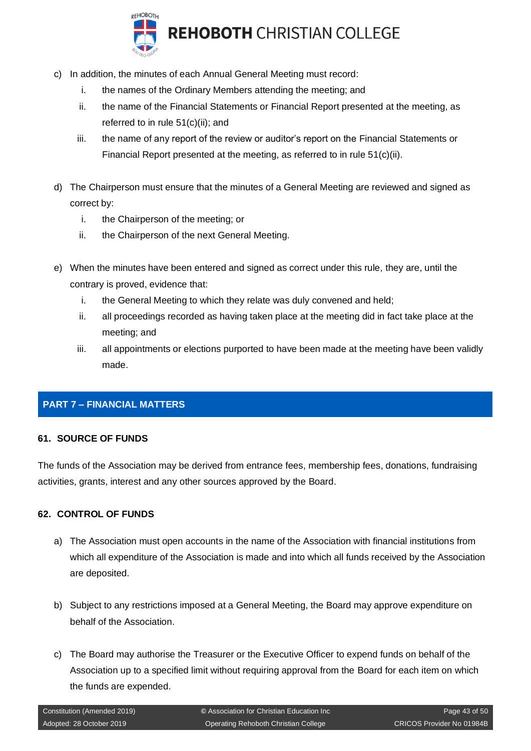c) In addition, the minutes of each Annual General Meeting must record:
   i. the names of the Ordinary Members attending the meeting; and
   ii. the name of the Financial Statements or Financial Report presented at the meeting, as referred to in rule 51(c)(ii); and
   iii. the name of any report of the review or auditor's report on the Financial Statements or Financial Report presented at the meeting, as referred to in rule 51(c)(ii).

d) The Chairperson must ensure that the minutes of a General Meeting are reviewed and signed as correct by:
   i. the Chairperson of the meeting; or
   ii. the Chairperson of the next General Meeting.

e) When the minutes have been entered and signed as correct under this rule, they are, until the contrary is proved, evidence that:
   i. the General Meeting to which they relate was duly convened and held;
   ii. all proceedings recorded as having taken place at the meeting did in fact take place at the meeting; and
   iii. all appointments or elections purported to have been made at the meeting have been validly made.

## PART 7 – FINANCIAL MATTERS

### 61. SOURCE OF FUNDS

The funds of the Association may be derived from entrance fees, membership fees, donations, fundraising activities, grants, interest and any other sources approved by the Board.

### 62. CONTROL OF FUNDS

a) The Association must open accounts in the name of the Association with financial institutions from which all expenditure of the Association is made and into which all funds received by the Association are deposited.

b) Subject to any restrictions imposed at a General Meeting, the Board may approve expenditure on behalf of the Association.

c) The Board may authorise the Treasurer or the Executive Officer to expend funds on behalf of the Association up to a specified limit without requiring approval from the Board for each item on which the funds are expended.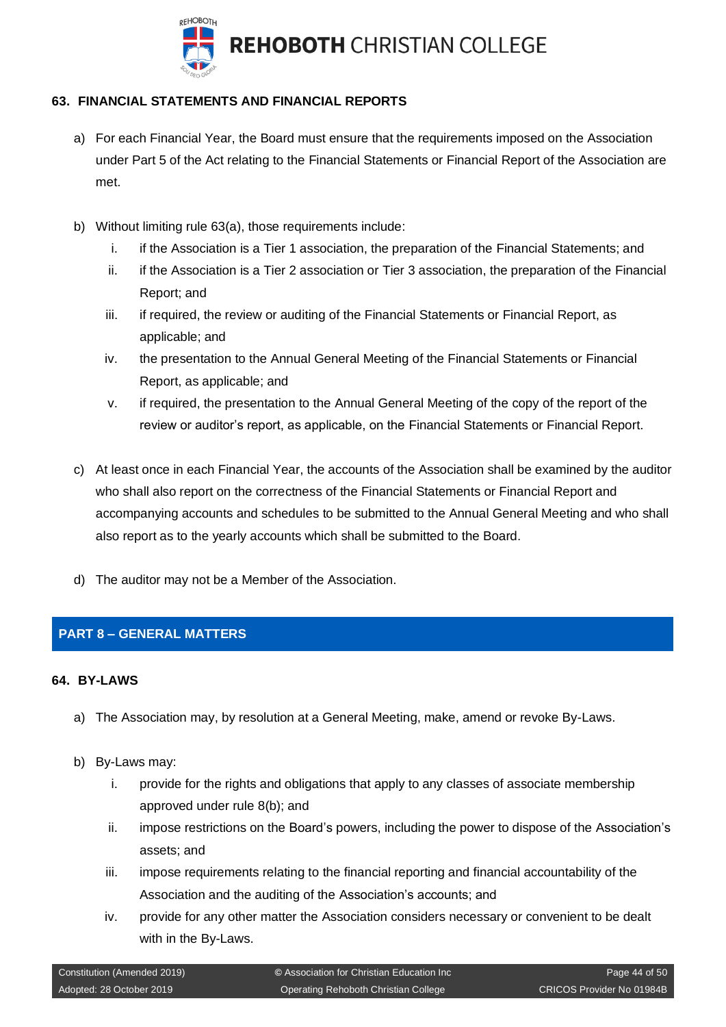### 63. FINANCIAL STATEMENTS AND FINANCIAL REPORTS

a) For each Financial Year, the Board must ensure that the requirements imposed on the Association under Part 5 of the Act relating to the Financial Statements or Financial Report of the Association are met.

b) Without limiting rule 63(a), those requirements include:

   i. if the Association is a Tier 1 association, the preparation of the Financial Statements; and

   ii. if the Association is a Tier 2 association or Tier 3 association, the preparation of the Financial Report; and

   iii. if required, the review or auditing of the Financial Statements or Financial Report, as applicable; and

   iv. the presentation to the Annual General Meeting of the Financial Statements or Financial Report, as applicable; and

   v. if required, the presentation to the Annual General Meeting of the copy of the report of the review or auditor's report, as applicable, on the Financial Statements or Financial Report.

c) At least once in each Financial Year, the accounts of the Association shall be examined by the auditor who shall also report on the correctness of the Financial Statements or Financial Report and accompanying accounts and schedules to be submitted to the Annual General Meeting and who shall also report as to the yearly accounts which shall be submitted to the Board.

d) The auditor may not be a Member of the Association.

## PART 8 – GENERAL MATTERS

### 64. BY-LAWS

a) The Association may, by resolution at a General Meeting, make, amend or revoke By-Laws.

b) By-Laws may:

   i. provide for the rights and obligations that apply to any classes of associate membership approved under rule 8(b); and

   ii. impose restrictions on the Board's powers, including the power to dispose of the Association's assets; and

   iii. impose requirements relating to the financial reporting and financial accountability of the Association and the auditing of the Association's accounts; and

   iv. provide for any other matter the Association considers necessary or convenient to be dealt with in the By-Laws.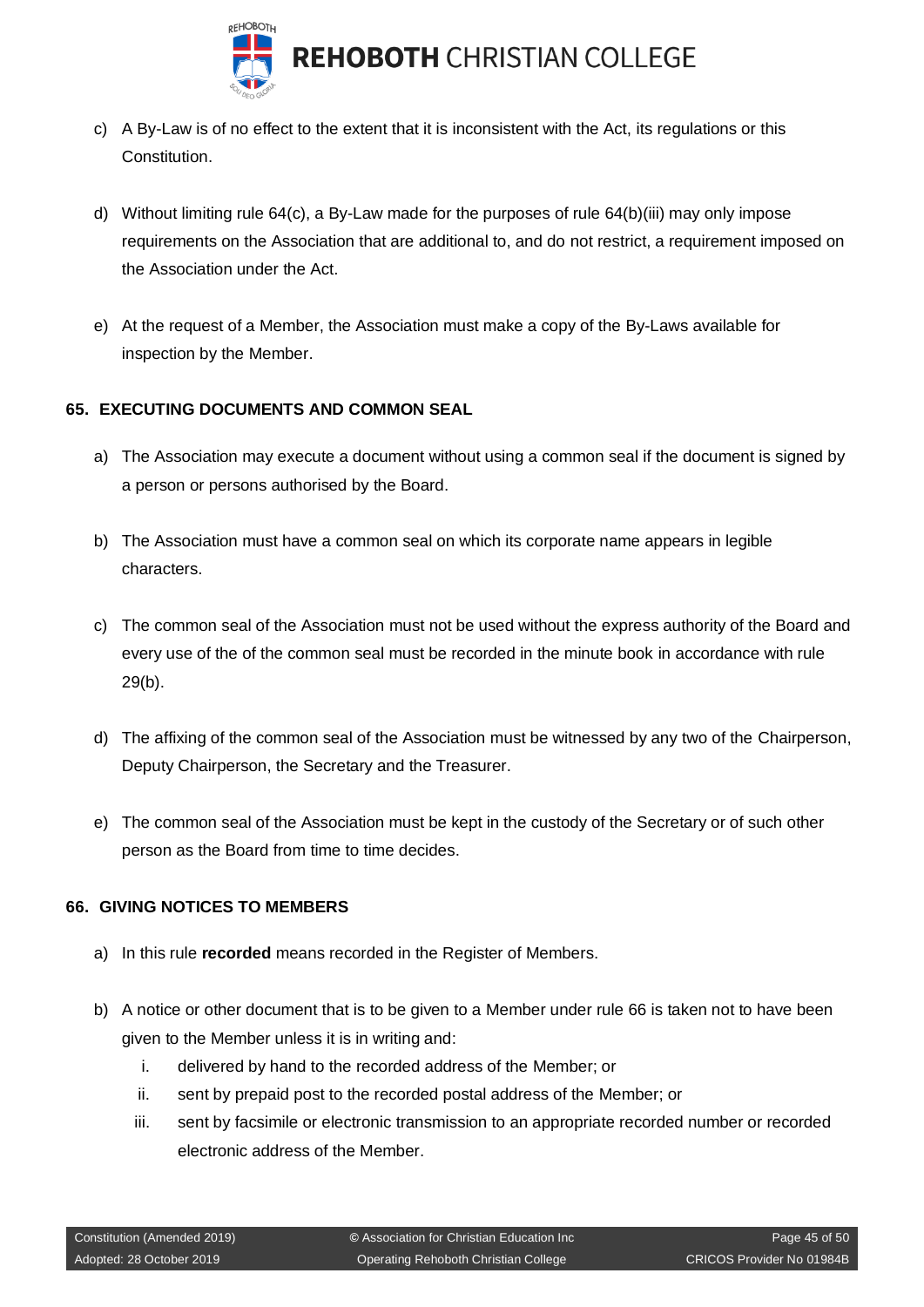c) A By-Law is of no effect to the extent that it is inconsistent with the Act, its regulations or this Constitution.

d) Without limiting rule 64(c), a By-Law made for the purposes of rule 64(b)(iii) may only impose requirements on the Association that are additional to, and do not restrict, a requirement imposed on the Association under the Act.

e) At the request of a Member, the Association must make a copy of the By-Laws available for inspection by the Member.

### 65. EXECUTING DOCUMENTS AND COMMON SEAL

a) The Association may execute a document without using a common seal if the document is signed by a person or persons authorised by the Board.

b) The Association must have a common seal on which its corporate name appears in legible characters.

c) The common seal of the Association must not be used without the express authority of the Board and every use of the of the common seal must be recorded in the minute book in accordance with rule 29(b).

d) The affixing of the common seal of the Association must be witnessed by any two of the Chairperson, Deputy Chairperson, the Secretary and the Treasurer.

e) The common seal of the Association must be kept in the custody of the Secretary or of such other person as the Board from time to time decides.

### 66. GIVING NOTICES TO MEMBERS

a) In this rule **recorded** means recorded in the Register of Members.

b) A notice or other document that is to be given to a Member under rule 66 is taken not to have been given to the Member unless it is in writing and:

   i. delivered by hand to the recorded address of the Member; or
   ii. sent by prepaid post to the recorded postal address of the Member; or
   iii. sent by facsimile or electronic transmission to an appropriate recorded number or recorded electronic address of the Member.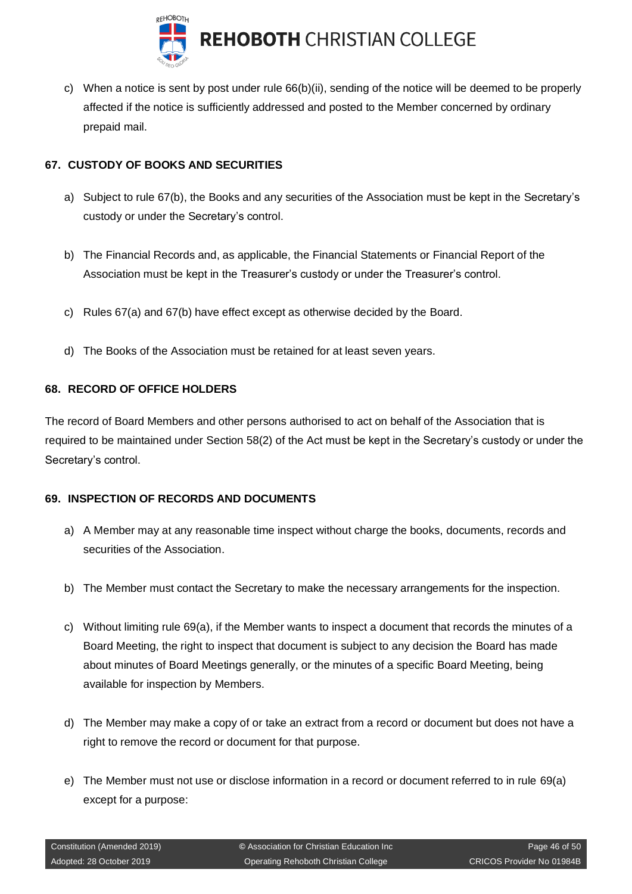c) When a notice is sent by post under rule 66(b)(ii), sending of the notice will be deemed to be properly affected if the notice is sufficiently addressed and posted to the Member concerned by ordinary prepaid mail.

## 67. CUSTODY OF BOOKS AND SECURITIES

a) Subject to rule 67(b), the Books and any securities of the Association must be kept in the Secretary's custody or under the Secretary's control.

b) The Financial Records and, as applicable, the Financial Statements or Financial Report of the Association must be kept in the Treasurer's custody or under the Treasurer's control.

c) Rules 67(a) and 67(b) have effect except as otherwise decided by the Board.

d) The Books of the Association must be retained for at least seven years.

## 68. RECORD OF OFFICE HOLDERS

The record of Board Members and other persons authorised to act on behalf of the Association that is required to be maintained under Section 58(2) of the Act must be kept in the Secretary's custody or under the Secretary's control.

## 69. INSPECTION OF RECORDS AND DOCUMENTS

a) A Member may at any reasonable time inspect without charge the books, documents, records and securities of the Association.

b) The Member must contact the Secretary to make the necessary arrangements for the inspection.

c) Without limiting rule 69(a), if the Member wants to inspect a document that records the minutes of a Board Meeting, the right to inspect that document is subject to any decision the Board has made about minutes of Board Meetings generally, or the minutes of a specific Board Meeting, being available for inspection by Members.

d) The Member may make a copy of or take an extract from a record or document but does not have a right to remove the record or document for that purpose.

e) The Member must not use or disclose information in a record or document referred to in rule 69(a) except for a purpose: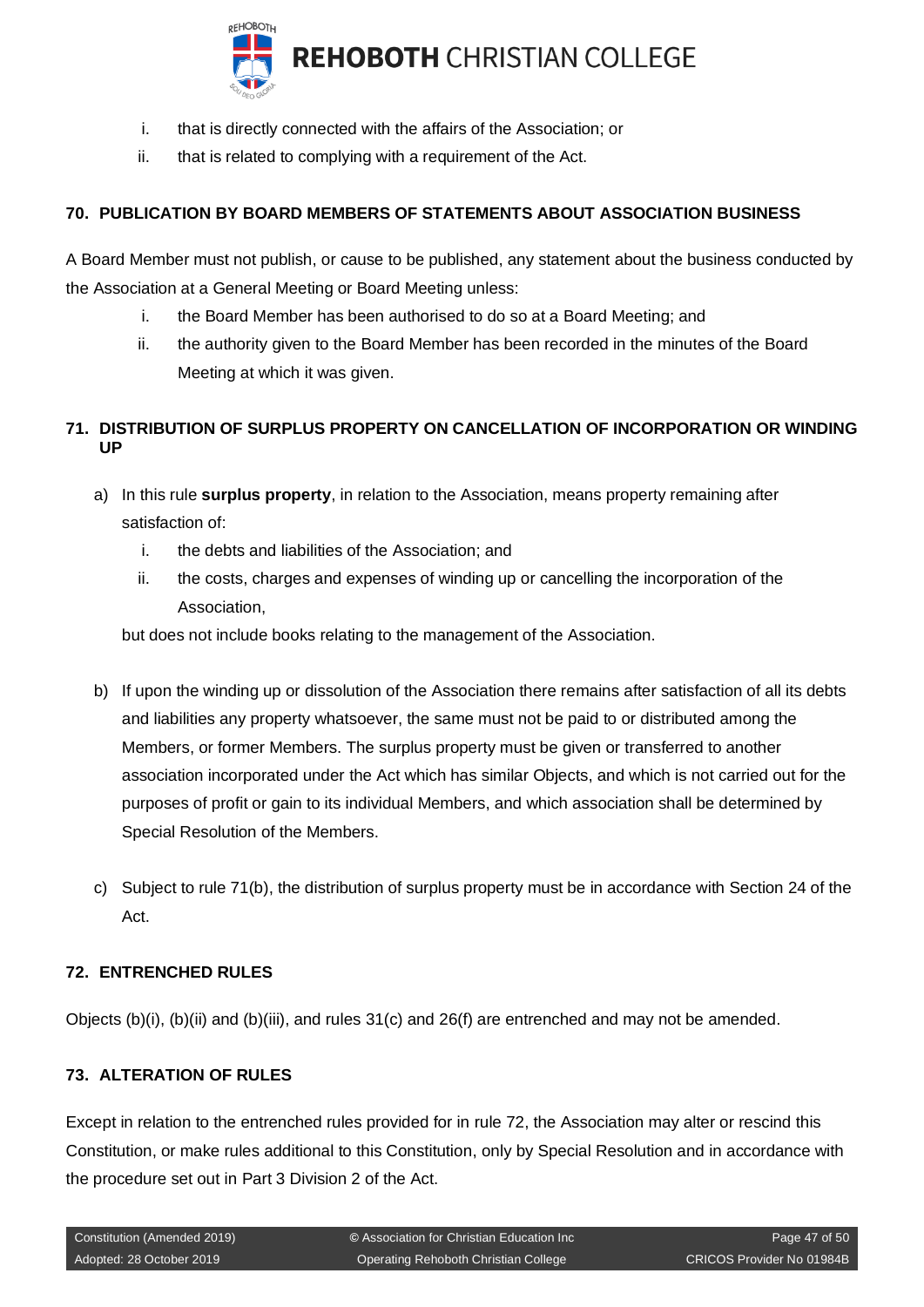i. that is directly connected with the affairs of the Association; or
ii. that is related to complying with a requirement of the Act.

### 70. PUBLICATION BY BOARD MEMBERS OF STATEMENTS ABOUT ASSOCIATION BUSINESS

A Board Member must not publish, or cause to be published, any statement about the business conducted by the Association at a General Meeting or Board Meeting unless:

i. the Board Member has been authorised to do so at a Board Meeting; and
ii. the authority given to the Board Member has been recorded in the minutes of the Board Meeting at which it was given.

### 71. DISTRIBUTION OF SURPLUS PROPERTY ON CANCELLATION OF INCORPORATION OR WINDING UP

a) In this rule **surplus property**, in relation to the Association, means property remaining after satisfaction of:

   i. the debts and liabilities of the Association; and
   ii. the costs, charges and expenses of winding up or cancelling the incorporation of the Association,

   but does not include books relating to the management of the Association.

b) If upon the winding up or dissolution of the Association there remains after satisfaction of all its debts and liabilities any property whatsoever, the same must not be paid to or distributed among the Members, or former Members. The surplus property must be given or transferred to another association incorporated under the Act which has similar Objects, and which is not carried out for the purposes of profit or gain to its individual Members, and which association shall be determined by Special Resolution of the Members.

c) Subject to rule 71(b), the distribution of surplus property must be in accordance with Section 24 of the Act.

### 72. ENTRENCHED RULES

Objects (b)(i), (b)(ii) and (b)(iii), and rules 31(c) and 26(f) are entrenched and may not be amended.

### 73. ALTERATION OF RULES

Except in relation to the entrenched rules provided for in rule 72, the Association may alter or rescind this Constitution, or make rules additional to this Constitution, only by Special Resolution and in accordance with the procedure set out in Part 3 Division 2 of the Act.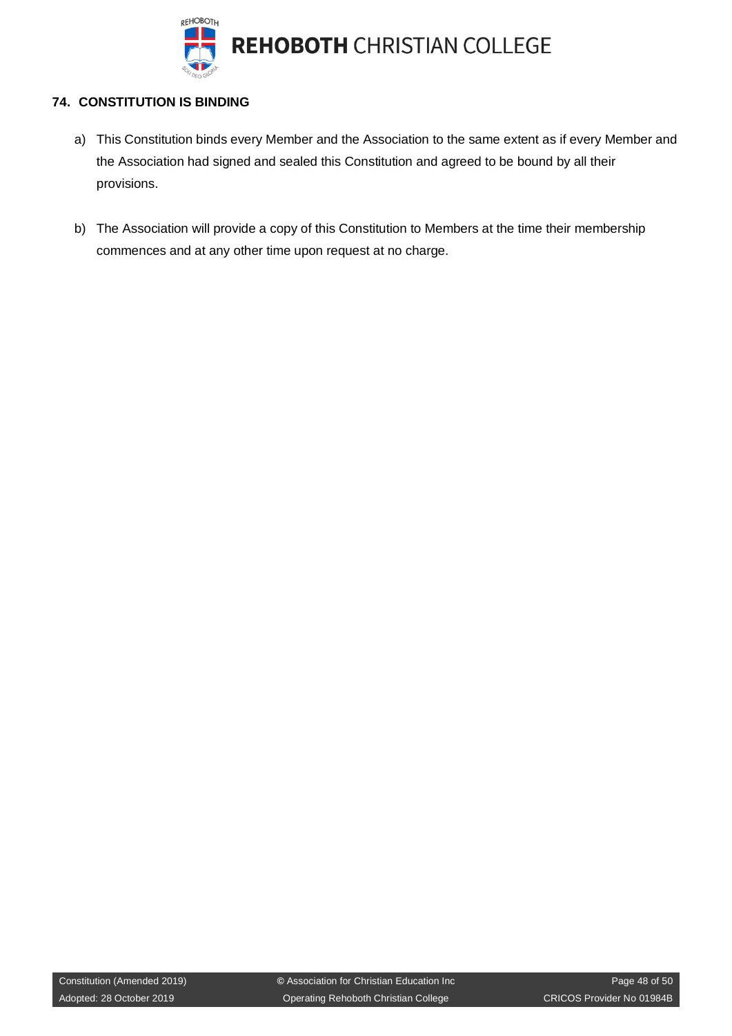## 74. CONSTITUTION IS BINDING

a) This Constitution binds every Member and the Association to the same extent as if every Member and the Association had signed and sealed this Constitution and agreed to be bound by all their provisions.

b) The Association will provide a copy of this Constitution to Members at the time their membership commences and at any other time upon request at no charge.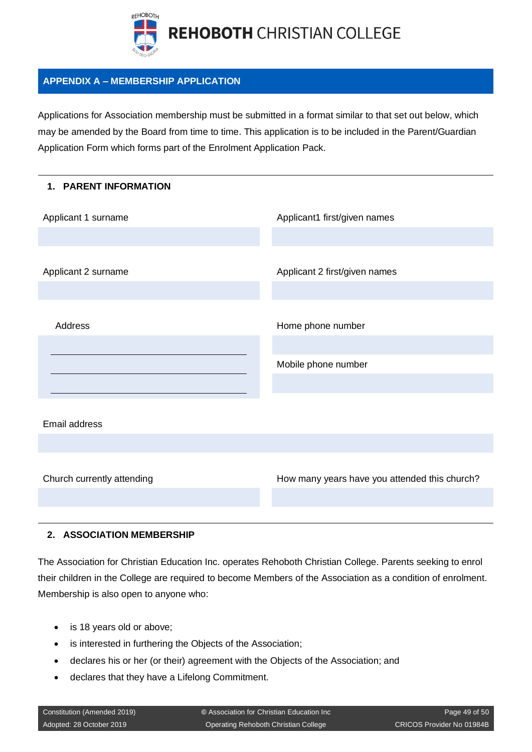## APPENDIX A – MEMBERSHIP APPLICATION

Applications for Association membership must be submitted in a format similar to that set out below, which may be amended by the Board from time to time. This application is to be included in the Parent/Guardian Application Form which forms part of the Enrolment Application Pack.

### 1. PARENT INFORMATION

Applicant 1 surname

Applicant1 first/given names

Applicant 2 surname

Applicant 2 first/given names

Address

Home phone number

Mobile phone number

Email address

Church currently attending

How many years have you attended this church?

### 2. ASSOCIATION MEMBERSHIP

The Association for Christian Education Inc. operates Rehoboth Christian College. Parents seeking to enrol their children in the College are required to become Members of the Association as a condition of enrolment. Membership is also open to anyone who:

- is 18 years old or above;
- is interested in furthering the Objects of the Association;
- declares his or her (or their) agreement with the Objects of the Association; and
- declares that they have a Lifelong Commitment.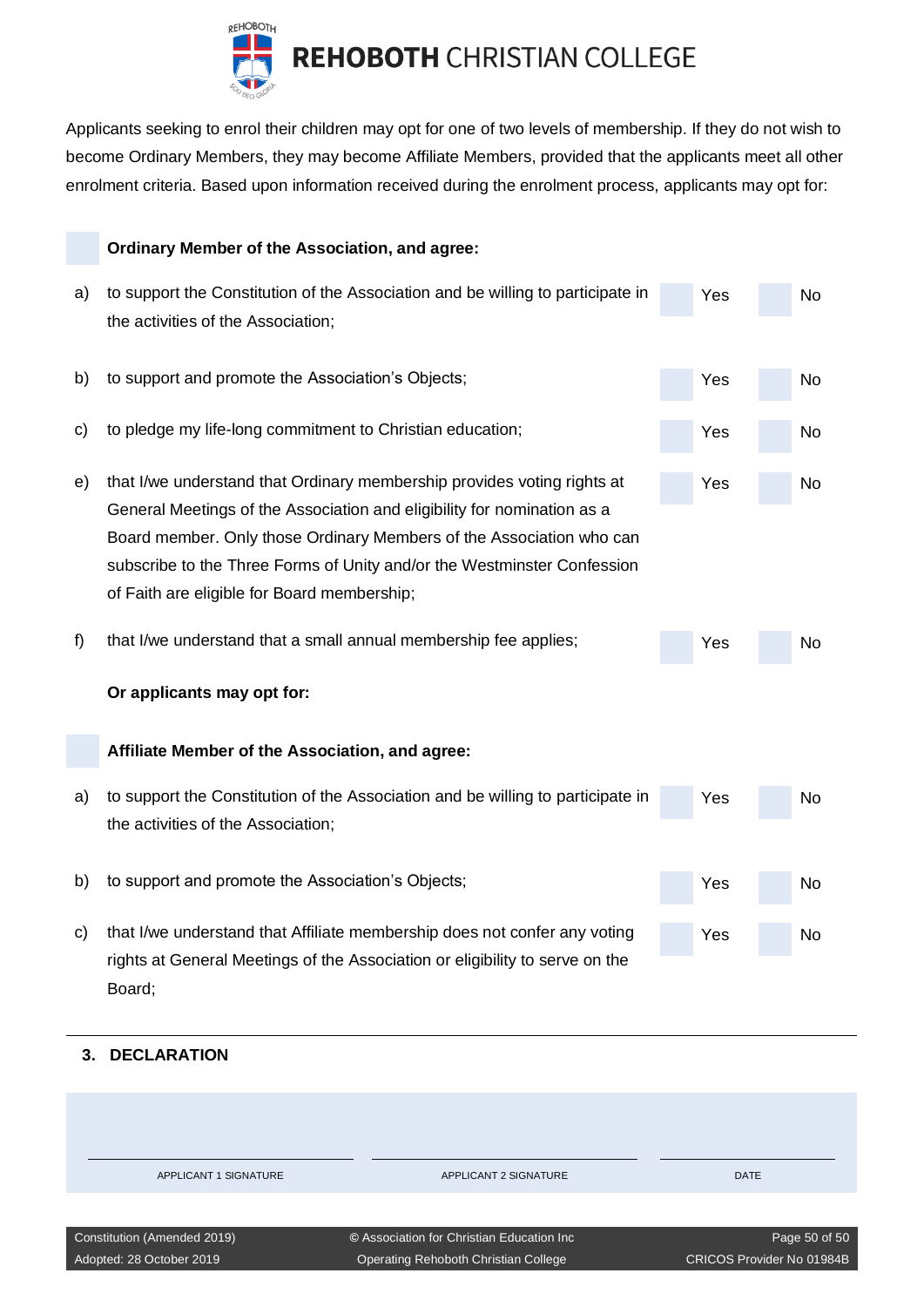Applicants seeking to enrol their children may opt for one of two levels of membership. If they do not wish to become Ordinary Members, they may become Affiliate Members, provided that the applicants meet all other enrolment criteria. Based upon information received during the enrolment process, applicants may opt for:

**Ordinary Member of the Association, and agree:**

| | | | |
|---|---|---|---|
| a) | to support the Constitution of the Association and be willing to participate in the activities of the Association; | Yes | No |
| b) | to support and promote the Association's Objects; | Yes | No |
| c) | to pledge my life-long commitment to Christian education; | Yes | No |
| e) | that I/we understand that Ordinary membership provides voting rights at General Meetings of the Association and eligibility for nomination as a Board member. Only those Ordinary Members of the Association who can subscribe to the Three Forms of Unity and/or the Westminster Confession of Faith are eligible for Board membership; | Yes | No |
| f) | that I/we understand that a small annual membership fee applies; | Yes | No |

**Or applicants may opt for:**

**Affiliate Member of the Association, and agree:**

| | | | |
|---|---|---|---|
| a) | to support the Constitution of the Association and be willing to participate in the activities of the Association; | Yes | No |
| b) | to support and promote the Association's Objects; | Yes | No |
| c) | that I/we understand that Affiliate membership does not confer any voting rights at General Meetings of the Association or eligibility to serve on the Board; | Yes | No |

## 3. DECLARATION

| | | |
|---|---|---|
| APPLICANT 1 SIGNATURE | APPLICANT 2 SIGNATURE | DATE |

Constitution (Amended 2019) | © Association for Christian Education Inc | Adopted: 28 October 2019 | Operating Rehoboth Christian College | CRICOS Provider No 01984B